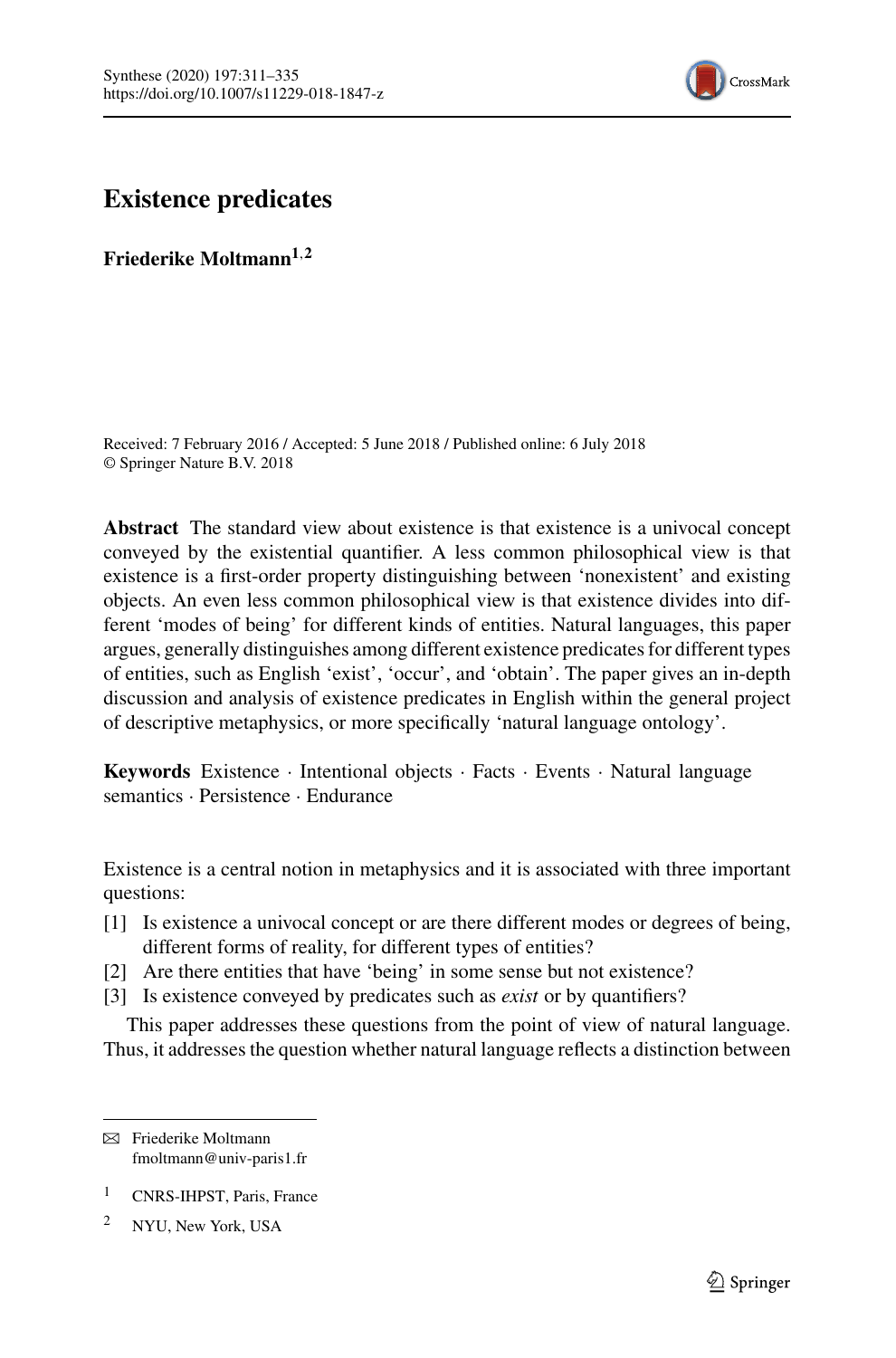# Existence predicates

**Friederike Moltmann**[1,2]

Received: 7 February 2016 / Accepted: 5 June 2018 / Published online: 6 July 2018
© Springer Nature B.V. 2018

**Abstract** The standard view about existence is that existence is a univocal concept conveyed by the existential quantifier. A less common philosophical view is that existence is a first-order property distinguishing between 'nonexistent' and existing objects. An even less common philosophical view is that existence divides into different 'modes of being' for different kinds of entities. Natural languages, this paper argues, generally distinguishes among different existence predicates for different types of entities, such as English 'exist', 'occur', and 'obtain'. The paper gives an in-depth discussion and analysis of existence predicates in English within the general project of descriptive metaphysics, or more specifically 'natural language ontology'.

**Keywords** Existence · Intentional objects · Facts · Events · Natural language semantics · Persistence · Endurance

Existence is a central notion in metaphysics and it is associated with three important questions:

[1] Is existence a univocal concept or are there different modes or degrees of being, different forms of reality, for different types of entities?
[2] Are there entities that have 'being' in some sense but not existence?
[3] Is existence conveyed by predicates such as *exist* or by quantifiers?

This paper addresses these questions from the point of view of natural language. Thus, it addresses the question whether natural language reflects a distinction between

✉ Friederike Moltmann
fmoltmann@univ-paris1.fr

[1] CNRS-IHPST, Paris, France

[2] NYU, New York, USA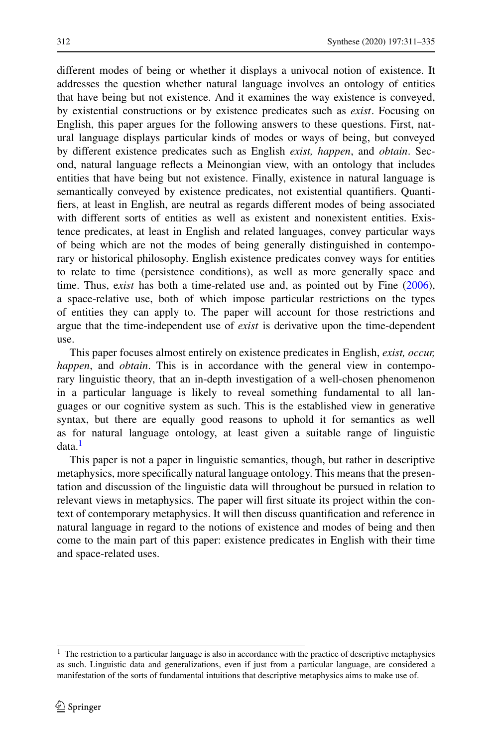different modes of being or whether it displays a univocal notion of existence. It addresses the question whether natural language involves an ontology of entities that have being but not existence. And it examines the way existence is conveyed, by existential constructions or by existence predicates such as *exist*. Focusing on English, this paper argues for the following answers to these questions. First, natural language displays particular kinds of modes or ways of being, but conveyed by different existence predicates such as English *exist, happen*, and *obtain*. Second, natural language reflects a Meinongian view, with an ontology that includes entities that have being but not existence. Finally, existence in natural language is semantically conveyed by existence predicates, not existential quantifiers. Quantifiers, at least in English, are neutral as regards different modes of being associated with different sorts of entities as well as existent and nonexistent entities. Existence predicates, at least in English and related languages, convey particular ways of being which are not the modes of being generally distinguished in contemporary or historical philosophy. English existence predicates convey ways for entities to relate to time (persistence conditions), as well as more generally space and time. Thus, e*xist* has both a time-related use and, as pointed out by Fine (2006), a space-relative use, both of which impose particular restrictions on the types of entities they can apply to. The paper will account for those restrictions and argue that the time-independent use of *exist* is derivative upon the time-dependent use.

This paper focuses almost entirely on existence predicates in English, *exist, occur, happen*, and *obtain*. This is in accordance with the general view in contemporary linguistic theory, that an in-depth investigation of a well-chosen phenomenon in a particular language is likely to reveal something fundamental to all languages or our cognitive system as such. This is the established view in generative syntax, but there are equally good reasons to uphold it for semantics as well as for natural language ontology, at least given a suitable range of linguistic data.[1]

This paper is not a paper in linguistic semantics, though, but rather in descriptive metaphysics, more specifically natural language ontology. This means that the presentation and discussion of the linguistic data will throughout be pursued in relation to relevant views in metaphysics. The paper will first situate its project within the context of contemporary metaphysics. It will then discuss quantification and reference in natural language in regard to the notions of existence and modes of being and then come to the main part of this paper: existence predicates in English with their time and space-related uses.

[1] The restriction to a particular language is also in accordance with the practice of descriptive metaphysics as such. Linguistic data and generalizations, even if just from a particular language, are considered a manifestation of the sorts of fundamental intuitions that descriptive metaphysics aims to make use of.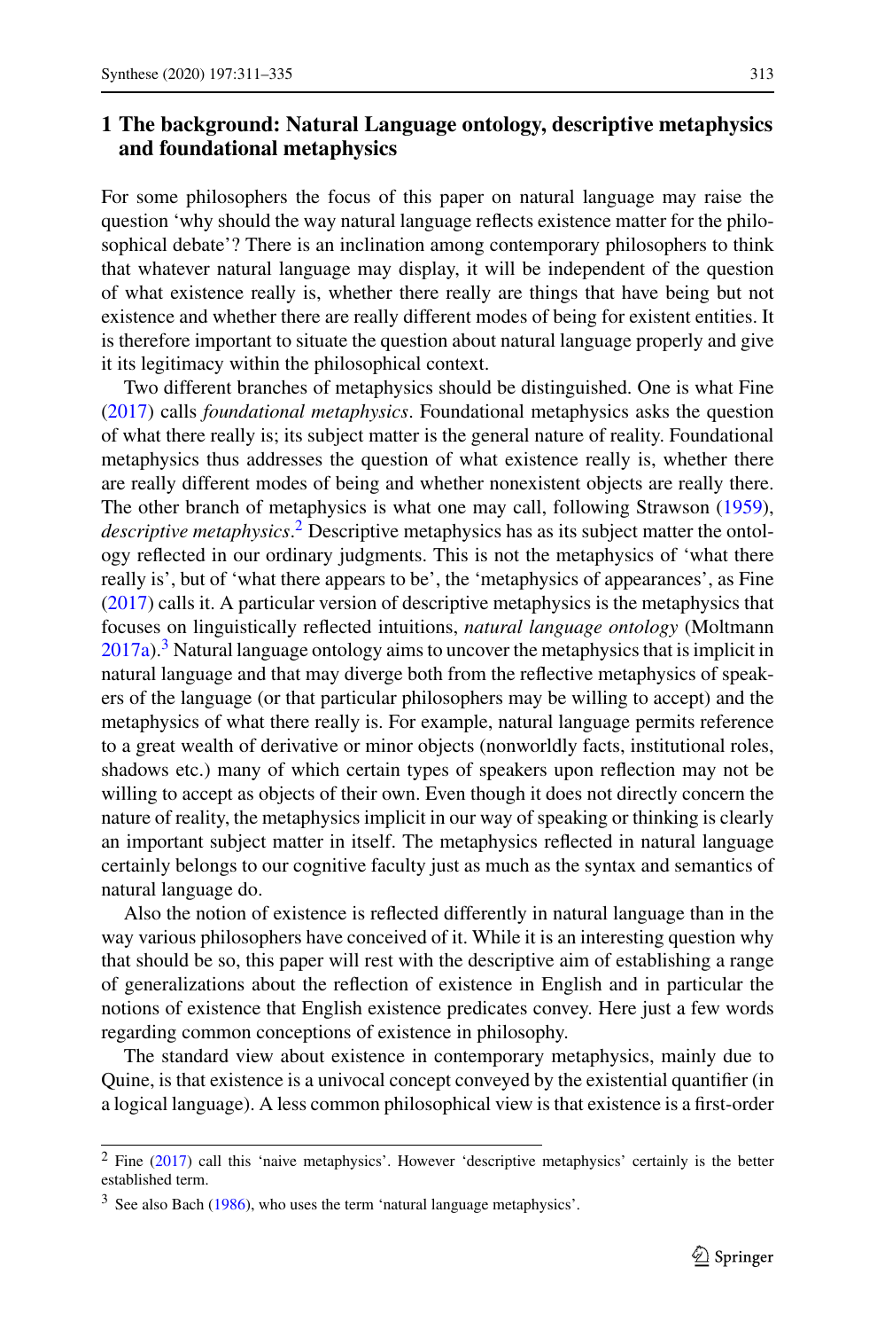## 1 The background: Natural Language ontology, descriptive metaphysics and foundational metaphysics

For some philosophers the focus of this paper on natural language may raise the question 'why should the way natural language reflects existence matter for the philosophical debate'? There is an inclination among contemporary philosophers to think that whatever natural language may display, it will be independent of the question of what existence really is, whether there really are things that have being but not existence and whether there are really different modes of being for existent entities. It is therefore important to situate the question about natural language properly and give it its legitimacy within the philosophical context.

Two different branches of metaphysics should be distinguished. One is what Fine (2017) calls *foundational metaphysics*. Foundational metaphysics asks the question of what there really is; its subject matter is the general nature of reality. Foundational metaphysics thus addresses the question of what existence really is, whether there are really different modes of being and whether nonexistent objects are really there. The other branch of metaphysics is what one may call, following Strawson (1959), *descriptive metaphysics*.[2] Descriptive metaphysics has as its subject matter the ontology reflected in our ordinary judgments. This is not the metaphysics of 'what there really is', but of 'what there appears to be', the 'metaphysics of appearances', as Fine (2017) calls it. A particular version of descriptive metaphysics is the metaphysics that focuses on linguistically reflected intuitions, *natural language ontology* (Moltmann 2017a).[3] Natural language ontology aims to uncover the metaphysics that is implicit in natural language and that may diverge both from the reflective metaphysics of speakers of the language (or that particular philosophers may be willing to accept) and the metaphysics of what there really is. For example, natural language permits reference to a great wealth of derivative or minor objects (nonworldly facts, institutional roles, shadows etc.) many of which certain types of speakers upon reflection may not be willing to accept as objects of their own. Even though it does not directly concern the nature of reality, the metaphysics implicit in our way of speaking or thinking is clearly an important subject matter in itself. The metaphysics reflected in natural language certainly belongs to our cognitive faculty just as much as the syntax and semantics of natural language do.

Also the notion of existence is reflected differently in natural language than in the way various philosophers have conceived of it. While it is an interesting question why that should be so, this paper will rest with the descriptive aim of establishing a range of generalizations about the reflection of existence in English and in particular the notions of existence that English existence predicates convey. Here just a few words regarding common conceptions of existence in philosophy.

The standard view about existence in contemporary metaphysics, mainly due to Quine, is that existence is a univocal concept conveyed by the existential quantifier (in a logical language). A less common philosophical view is that existence is a first-order

[2] Fine (2017) call this 'naive metaphysics'. However 'descriptive metaphysics' certainly is the better established term.

[3] See also Bach (1986), who uses the term 'natural language metaphysics'.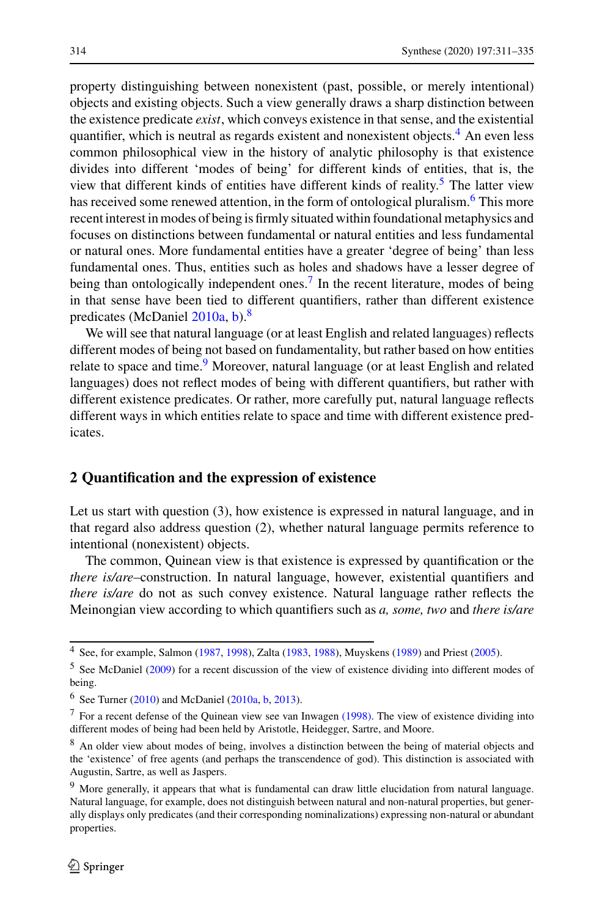property distinguishing between nonexistent (past, possible, or merely intentional) objects and existing objects. Such a view generally draws a sharp distinction between the existence predicate *exist*, which conveys existence in that sense, and the existential quantifier, which is neutral as regards existent and nonexistent objects.[4] An even less common philosophical view in the history of analytic philosophy is that existence divides into different 'modes of being' for different kinds of entities, that is, the view that different kinds of entities have different kinds of reality.[5] The latter view has received some renewed attention, in the form of ontological pluralism.[6] This more recent interest in modes of being is firmly situated within foundational metaphysics and focuses on distinctions between fundamental or natural entities and less fundamental or natural ones. More fundamental entities have a greater 'degree of being' than less fundamental ones. Thus, entities such as holes and shadows have a lesser degree of being than ontologically independent ones.[7] In the recent literature, modes of being in that sense have been tied to different quantifiers, rather than different existence predicates (McDaniel 2010a, b).[8]

We will see that natural language (or at least English and related languages) reflects different modes of being not based on fundamentality, but rather based on how entities relate to space and time.[9] Moreover, natural language (or at least English and related languages) does not reflect modes of being with different quantifiers, but rather with different existence predicates. Or rather, more carefully put, natural language reflects different ways in which entities relate to space and time with different existence predicates.

## 2 Quantification and the expression of existence

Let us start with question (3), how existence is expressed in natural language, and in that regard also address question (2), whether natural language permits reference to intentional (nonexistent) objects.

The common, Quinean view is that existence is expressed by quantification or the *there is/are*–construction. In natural language, however, existential quantifiers and *there is/are* do not as such convey existence. Natural language rather reflects the Meinongian view according to which quantifiers such as *a, some, two* and *there is/are*

---

[4] See, for example, Salmon (1987, 1998), Zalta (1983, 1988), Muyskens (1989) and Priest (2005).

[5] See McDaniel (2009) for a recent discussion of the view of existence dividing into different modes of being.

[6] See Turner (2010) and McDaniel (2010a, b, 2013).

[7] For a recent defense of the Quinean view see van Inwagen (1998). The view of existence dividing into different modes of being had been held by Aristotle, Heidegger, Sartre, and Moore.

[8] An older view about modes of being, involves a distinction between the being of material objects and the 'existence' of free agents (and perhaps the transcendence of god). This distinction is associated with Augustin, Sartre, as well as Jaspers.

[9] More generally, it appears that what is fundamental can draw little elucidation from natural language. Natural language, for example, does not distinguish between natural and non-natural properties, but generally displays only predicates (and their corresponding nominalizations) expressing non-natural or abundant properties.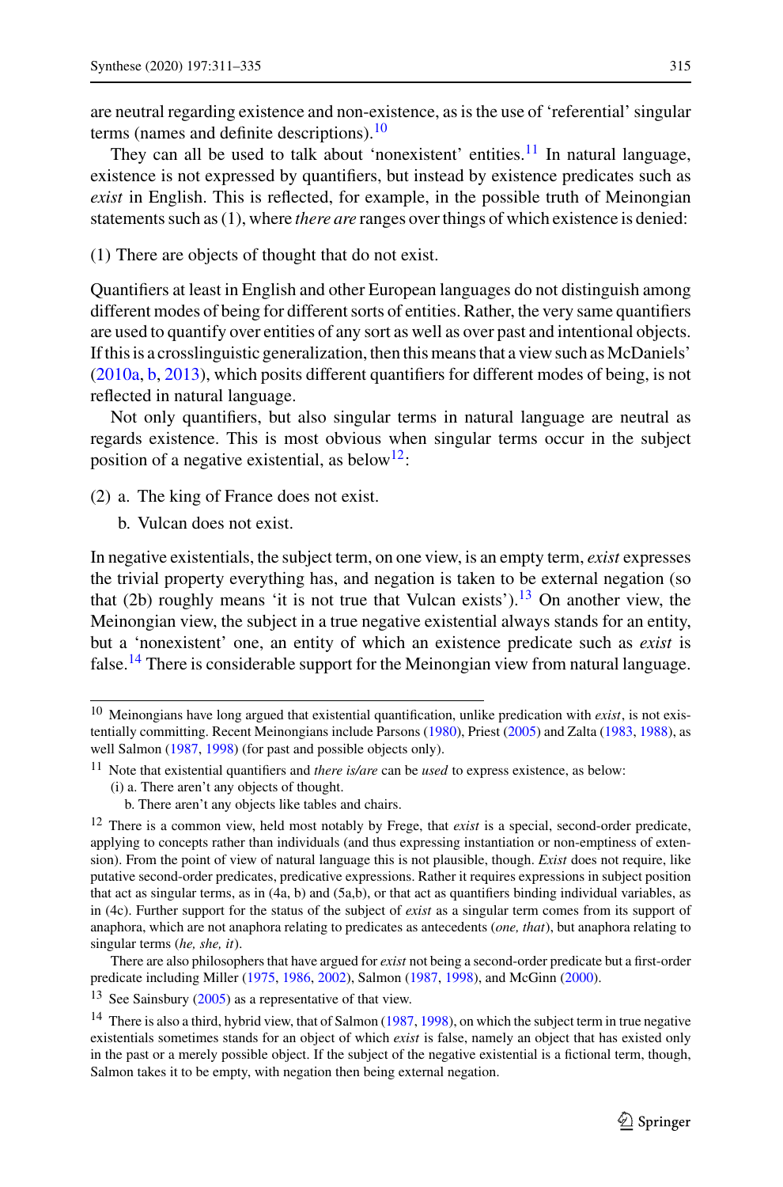are neutral regarding existence and non-existence, as is the use of 'referential' singular terms (names and definite descriptions).[10]

They can all be used to talk about 'nonexistent' entities.[11] In natural language, existence is not expressed by quantifiers, but instead by existence predicates such as *exist* in English. This is reflected, for example, in the possible truth of Meinongian statements such as (1), where *there are* ranges over things of which existence is denied:

(1) There are objects of thought that do not exist.

Quantifiers at least in English and other European languages do not distinguish among different modes of being for different sorts of entities. Rather, the very same quantifiers are used to quantify over entities of any sort as well as over past and intentional objects. If this is a crosslinguistic generalization, then this means that a view such as McDaniels' (2010a, b, 2013), which posits different quantifiers for different modes of being, is not reflected in natural language.

Not only quantifiers, but also singular terms in natural language are neutral as regards existence. This is most obvious when singular terms occur in the subject position of a negative existential, as below[12]:

(2) a. The king of France does not exist.
    b. Vulcan does not exist.

In negative existentials, the subject term, on one view, is an empty term, *exist* expresses the trivial property everything has, and negation is taken to be external negation (so that (2b) roughly means 'it is not true that Vulcan exists').[13] On another view, the Meinongian view, the subject in a true negative existential always stands for an entity, but a 'nonexistent' one, an entity of which an existence predicate such as *exist* is false.[14] There is considerable support for the Meinongian view from natural language.

---

[10] Meinongians have long argued that existential quantification, unlike predication with *exist*, is not existentially committing. Recent Meinongians include Parsons (1980), Priest (2005) and Zalta (1983, 1988), as well Salmon (1987, 1998) (for past and possible objects only).

[11] Note that existential quantifiers and *there is/are* can be *used* to express existence, as below:
(i) a. There aren't any objects of thought.
    b. There aren't any objects like tables and chairs.

[12] There is a common view, held most notably by Frege, that *exist* is a special, second-order predicate, applying to concepts rather than individuals (and thus expressing instantiation or non-emptiness of extension). From the point of view of natural language this is not plausible, though. *Exist* does not require, like putative second-order predicates, predicative expressions. Rather it requires expressions in subject position that act as singular terms, as in (4a, b) and (5a,b), or that act as quantifiers binding individual variables, as in (4c). Further support for the status of the subject of *exist* as a singular term comes from its support of anaphora, which are not anaphora relating to predicates as antecedents (*one, that*), but anaphora relating to singular terms (*he, she, it*).

There are also philosophers that have argued for *exist* not being a second-order predicate but a first-order predicate including Miller (1975, 1986, 2002), Salmon (1987, 1998), and McGinn (2000).

[13] See Sainsbury (2005) as a representative of that view.

[14] There is also a third, hybrid view, that of Salmon (1987, 1998), on which the subject term in true negative existentials sometimes stands for an object of which *exist* is false, namely an object that has existed only in the past or a merely possible object. If the subject of the negative existential is a fictional term, though, Salmon takes it to be empty, with negation then being external negation.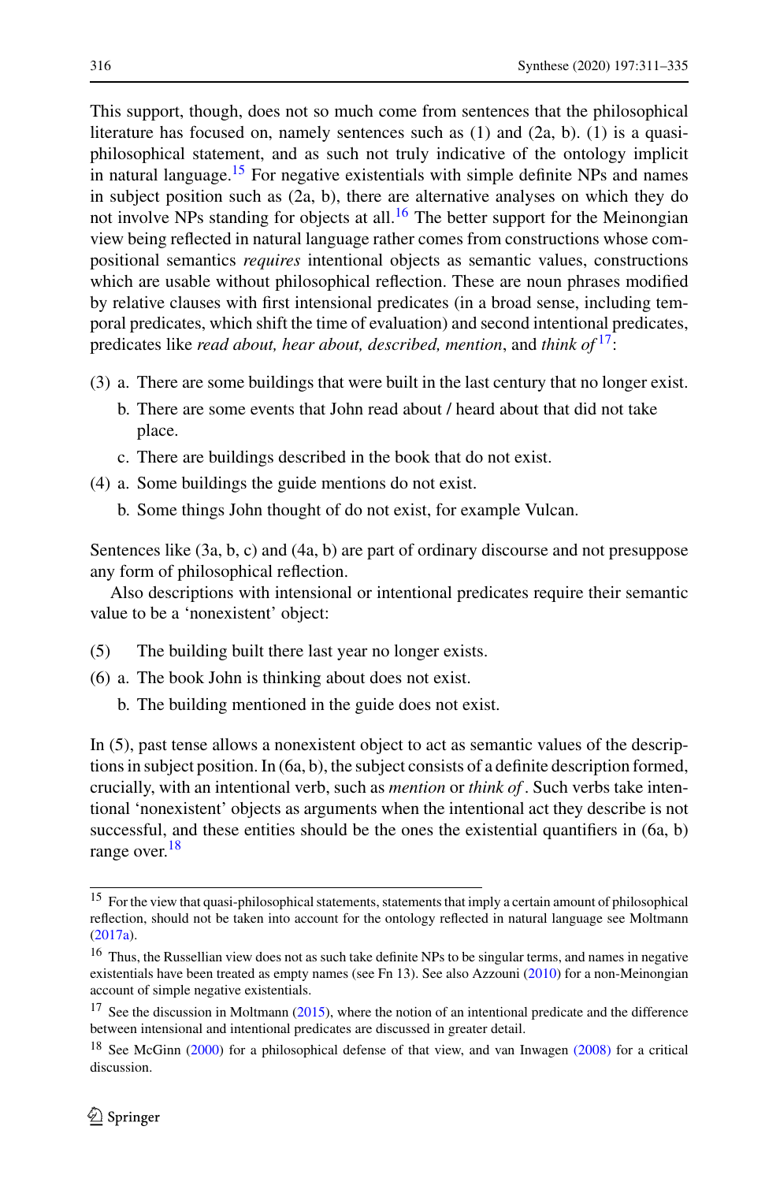This support, though, does not so much come from sentences that the philosophical literature has focused on, namely sentences such as (1) and (2a, b). (1) is a quasi-philosophical statement, and as such not truly indicative of the ontology implicit in natural language.[15] For negative existentials with simple definite NPs and names in subject position such as (2a, b), there are alternative analyses on which they do not involve NPs standing for objects at all.[16] The better support for the Meinongian view being reflected in natural language rather comes from constructions whose compositional semantics *requires* intentional objects as semantic values, constructions which are usable without philosophical reflection. These are noun phrases modified by relative clauses with first intensional predicates (in a broad sense, including temporal predicates, which shift the time of evaluation) and second intentional predicates, predicates like *read about, hear about, described, mention*, and *think of*[17]:

(3) a. There are some buildings that were built in the last century that no longer exist.

b. There are some events that John read about / heard about that did not take place.

c. There are buildings described in the book that do not exist.

(4) a. Some buildings the guide mentions do not exist.

b. Some things John thought of do not exist, for example Vulcan.

Sentences like (3a, b, c) and (4a, b) are part of ordinary discourse and not presuppose any form of philosophical reflection.

Also descriptions with intensional or intentional predicates require their semantic value to be a 'nonexistent' object:

(5) The building built there last year no longer exists.

(6) a. The book John is thinking about does not exist.

b. The building mentioned in the guide does not exist.

In (5), past tense allows a nonexistent object to act as semantic values of the descriptions in subject position. In (6a, b), the subject consists of a definite description formed, crucially, with an intentional verb, such as *mention* or *think of*. Such verbs take intentional 'nonexistent' objects as arguments when the intentional act they describe is not successful, and these entities should be the ones the existential quantifiers in (6a, b) range over.[18]

---

[15] For the view that quasi-philosophical statements, statements that imply a certain amount of philosophical reflection, should not be taken into account for the ontology reflected in natural language see Moltmann (2017a).

[16] Thus, the Russellian view does not as such take definite NPs to be singular terms, and names in negative existentials have been treated as empty names (see Fn 13). See also Azzouni (2010) for a non-Meinongian account of simple negative existentials.

[17] See the discussion in Moltmann (2015), where the notion of an intentional predicate and the difference between intensional and intentional predicates are discussed in greater detail.

[18] See McGinn (2000) for a philosophical defense of that view, and van Inwagen (2008) for a critical discussion.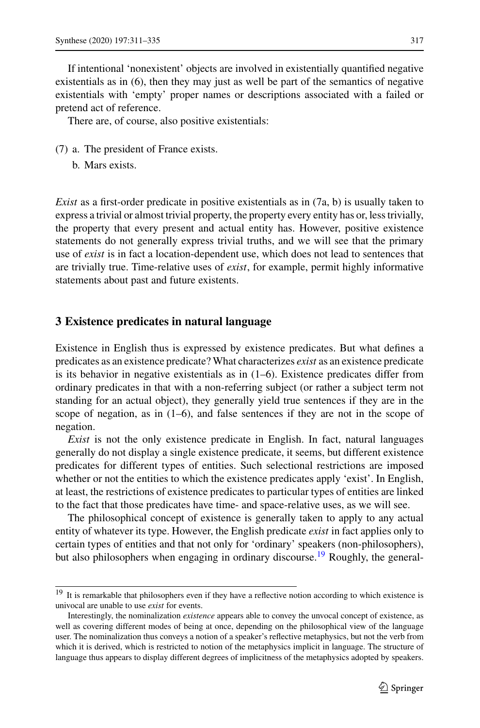If intentional 'nonexistent' objects are involved in existentially quantified negative existentials as in (6), then they may just as well be part of the semantics of negative existentials with 'empty' proper names or descriptions associated with a failed or pretend act of reference.

There are, of course, also positive existentials:

(7) a. The president of France exists.

b. Mars exists.

*Exist* as a first-order predicate in positive existentials as in (7a, b) is usually taken to express a trivial or almost trivial property, the property every entity has or, less trivially, the property that every present and actual entity has. However, positive existence statements do not generally express trivial truths, and we will see that the primary use of *exist* is in fact a location-dependent use, which does not lead to sentences that are trivially true. Time-relative uses of *exist*, for example, permit highly informative statements about past and future existents.

## 3 Existence predicates in natural language

Existence in English thus is expressed by existence predicates. But what defines a predicates as an existence predicate? What characterizes *exist* as an existence predicate is its behavior in negative existentials as in (1–6). Existence predicates differ from ordinary predicates in that with a non-referring subject (or rather a subject term not standing for an actual object), they generally yield true sentences if they are in the scope of negation, as in (1–6), and false sentences if they are not in the scope of negation.

*Exist* is not the only existence predicate in English. In fact, natural languages generally do not display a single existence predicate, it seems, but different existence predicates for different types of entities. Such selectional restrictions are imposed whether or not the entities to which the existence predicates apply 'exist'. In English, at least, the restrictions of existence predicates to particular types of entities are linked to the fact that those predicates have time- and space-relative uses, as we will see.

The philosophical concept of existence is generally taken to apply to any actual entity of whatever its type. However, the English predicate *exist* in fact applies only to certain types of entities and that not only for 'ordinary' speakers (non-philosophers), but also philosophers when engaging in ordinary discourse.[19] Roughly, the general-

[19] It is remarkable that philosophers even if they have a reflective notion according to which existence is univocal are unable to use *exist* for events.

Interestingly, the nominalization *existence* appears able to convey the unvocal concept of existence, as well as covering different modes of being at once, depending on the philosophical view of the language user. The nominalization thus conveys a notion of a speaker's reflective metaphysics, but not the verb from which it is derived, which is restricted to notion of the metaphysics implicit in language. The structure of language thus appears to display different degrees of implicitness of the metaphysics adopted by speakers.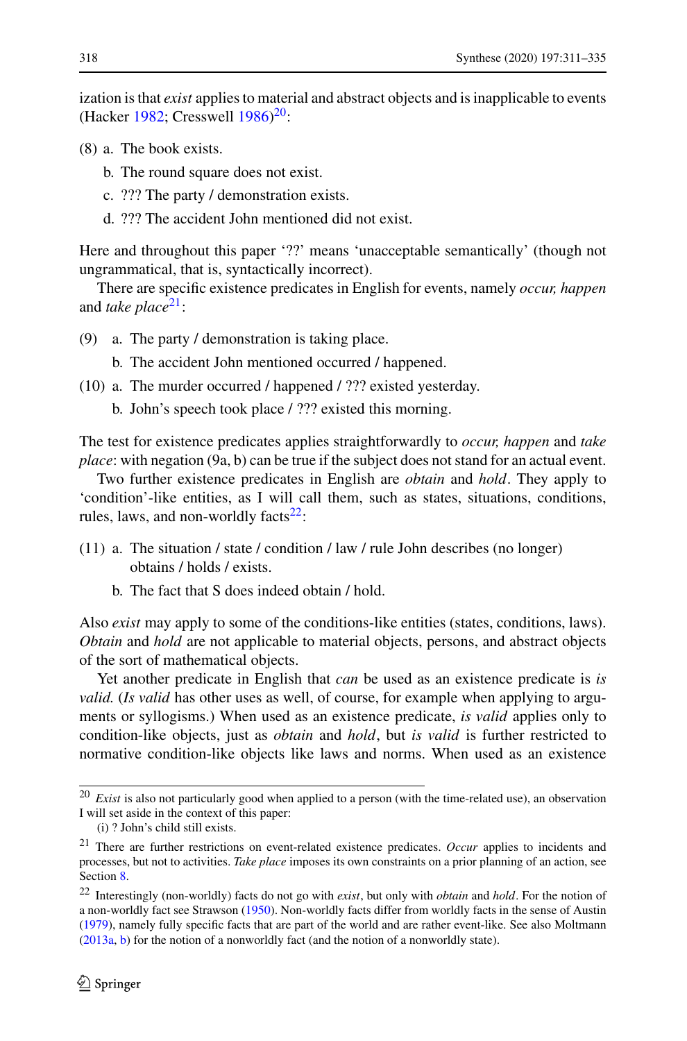ization is that *exist* applies to material and abstract objects and is inapplicable to events (Hacker 1982; Cresswell 1986)[20]:

(8) a. The book exists.
   b. The round square does not exist.
   c. ??? The party / demonstration exists.
   d. ??? The accident John mentioned did not exist.

Here and throughout this paper '??' means 'unacceptable semantically' (though not ungrammatical, that is, syntactically incorrect).

There are specific existence predicates in English for events, namely *occur, happen* and *take place*[21]:

(9) a. The party / demonstration is taking place.
   b. The accident John mentioned occurred / happened.

(10) a. The murder occurred / happened / ??? existed yesterday.
   b. John's speech took place / ??? existed this morning.

The test for existence predicates applies straightforwardly to *occur, happen* and *take place*: with negation (9a, b) can be true if the subject does not stand for an actual event.

Two further existence predicates in English are *obtain* and *hold*. They apply to 'condition'-like entities, as I will call them, such as states, situations, conditions, rules, laws, and non-worldly facts[22]:

(11) a. The situation / state / condition / law / rule John describes (no longer) obtains / holds / exists.
   b. The fact that S does indeed obtain / hold.

Also *exist* may apply to some of the conditions-like entities (states, conditions, laws). *Obtain* and *hold* are not applicable to material objects, persons, and abstract objects of the sort of mathematical objects.

Yet another predicate in English that *can* be used as an existence predicate is *is valid.* (*Is valid* has other uses as well, of course, for example when applying to arguments or syllogisms.) When used as an existence predicate, *is valid* applies only to condition-like objects, just as *obtain* and *hold*, but *is valid* is further restricted to normative condition-like objects like laws and norms. When used as an existence

---

[20] *Exist* is also not particularly good when applied to a person (with the time-related use), an observation I will set aside in the context of this paper:

(i) ? John's child still exists.

[21] There are further restrictions on event-related existence predicates. *Occur* applies to incidents and processes, but not to activities. *Take place* imposes its own constraints on a prior planning of an action, see Section 8.

[22] Interestingly (non-worldly) facts do not go with *exist*, but only with *obtain* and *hold*. For the notion of a non-worldly fact see Strawson (1950). Non-worldly facts differ from worldly facts in the sense of Austin (1979), namely fully specific facts that are part of the world and are rather event-like. See also Moltmann (2013a, b) for the notion of a nonworldly fact (and the notion of a nonworldly state).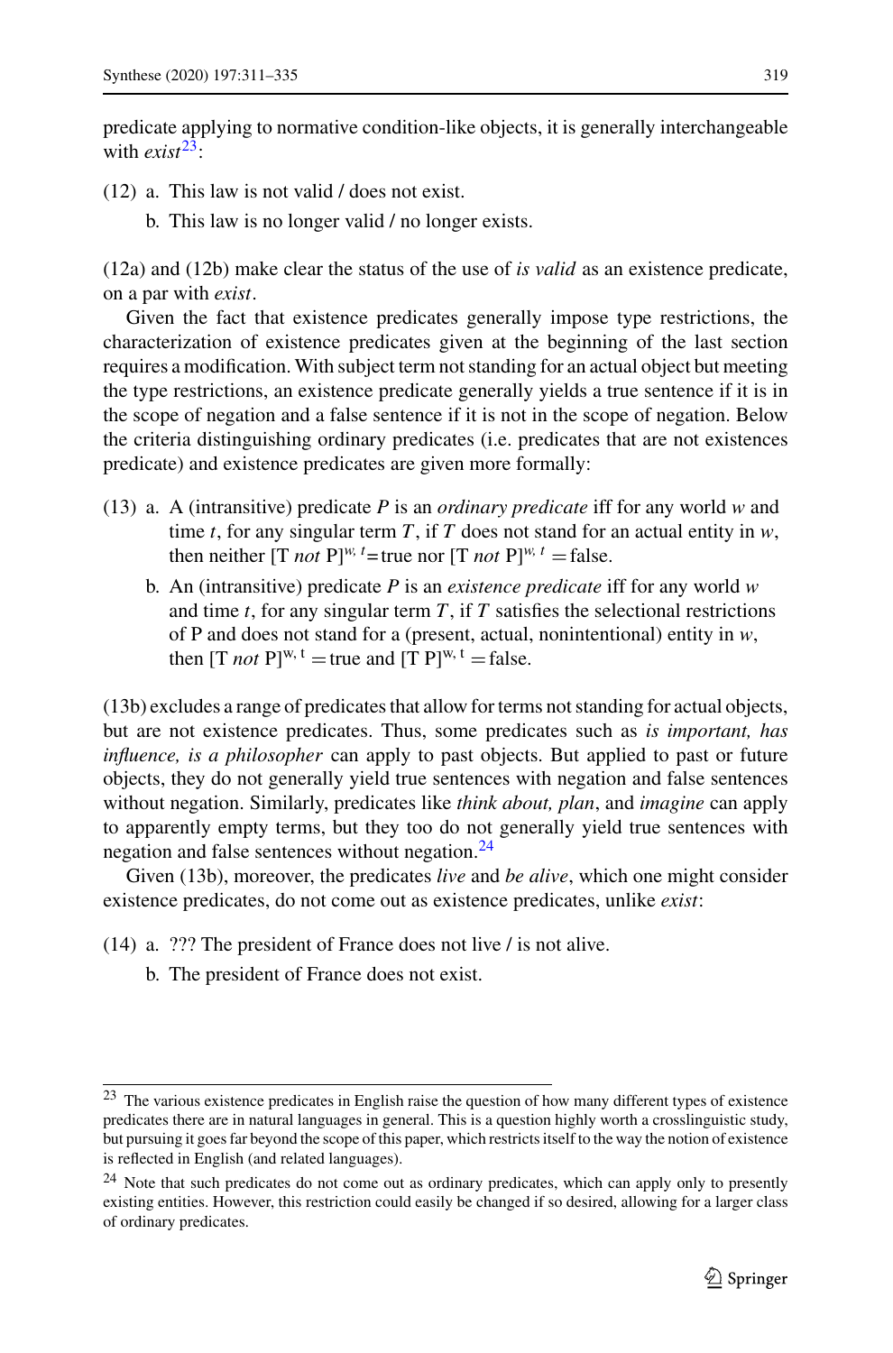predicate applying to normative condition-like objects, it is generally interchangeable with *exist*[23]:

(12) a. This law is not valid / does not exist.

b. This law is no longer valid / no longer exists.

(12a) and (12b) make clear the status of the use of *is valid* as an existence predicate, on a par with *exist*.

Given the fact that existence predicates generally impose type restrictions, the characterization of existence predicates given at the beginning of the last section requires a modification. With subject term not standing for an actual object but meeting the type restrictions, an existence predicate generally yields a true sentence if it is in the scope of negation and a false sentence if it is not in the scope of negation. Below the criteria distinguishing ordinary predicates (i.e. predicates that are not existences predicate) and existence predicates are given more formally:

(13) a. A (intransitive) predicate *P* is an *ordinary predicate* iff for any world *w* and time *t*, for any singular term *T*, if *T* does not stand for an actual entity in *w*, then neither $[\text{T } \textit{not} \text{ P}]^{w,\,t}$= true nor $[\text{T } \textit{not} \text{ P}]^{w,\,t}$ = false.

b. An (intransitive) predicate *P* is an *existence predicate* iff for any world *w* and time *t*, for any singular term *T*, if *T* satisfies the selectional restrictions of P and does not stand for a (present, actual, nonintentional) entity in *w*, then $[\text{T } \textit{not} \text{ P}]^{\text{w, t}}$ = true and $[\text{T P}]^{\text{w, t}}$ = false.

(13b) excludes a range of predicates that allow for terms not standing for actual objects, but are not existence predicates. Thus, some predicates such as *is important, has influence, is a philosopher* can apply to past objects. But applied to past or future objects, they do not generally yield true sentences with negation and false sentences without negation. Similarly, predicates like *think about, plan*, and *imagine* can apply to apparently empty terms, but they too do not generally yield true sentences with negation and false sentences without negation.[24]

Given (13b), moreover, the predicates *live* and *be alive*, which one might consider existence predicates, do not come out as existence predicates, unlike *exist*:

(14) a. ??? The president of France does not live / is not alive.

b. The president of France does not exist.

---

[23] The various existence predicates in English raise the question of how many different types of existence predicates there are in natural languages in general. This is a question highly worth a crosslinguistic study, but pursuing it goes far beyond the scope of this paper, which restricts itself to the way the notion of existence is reflected in English (and related languages).

[24] Note that such predicates do not come out as ordinary predicates, which can apply only to presently existing entities. However, this restriction could easily be changed if so desired, allowing for a larger class of ordinary predicates.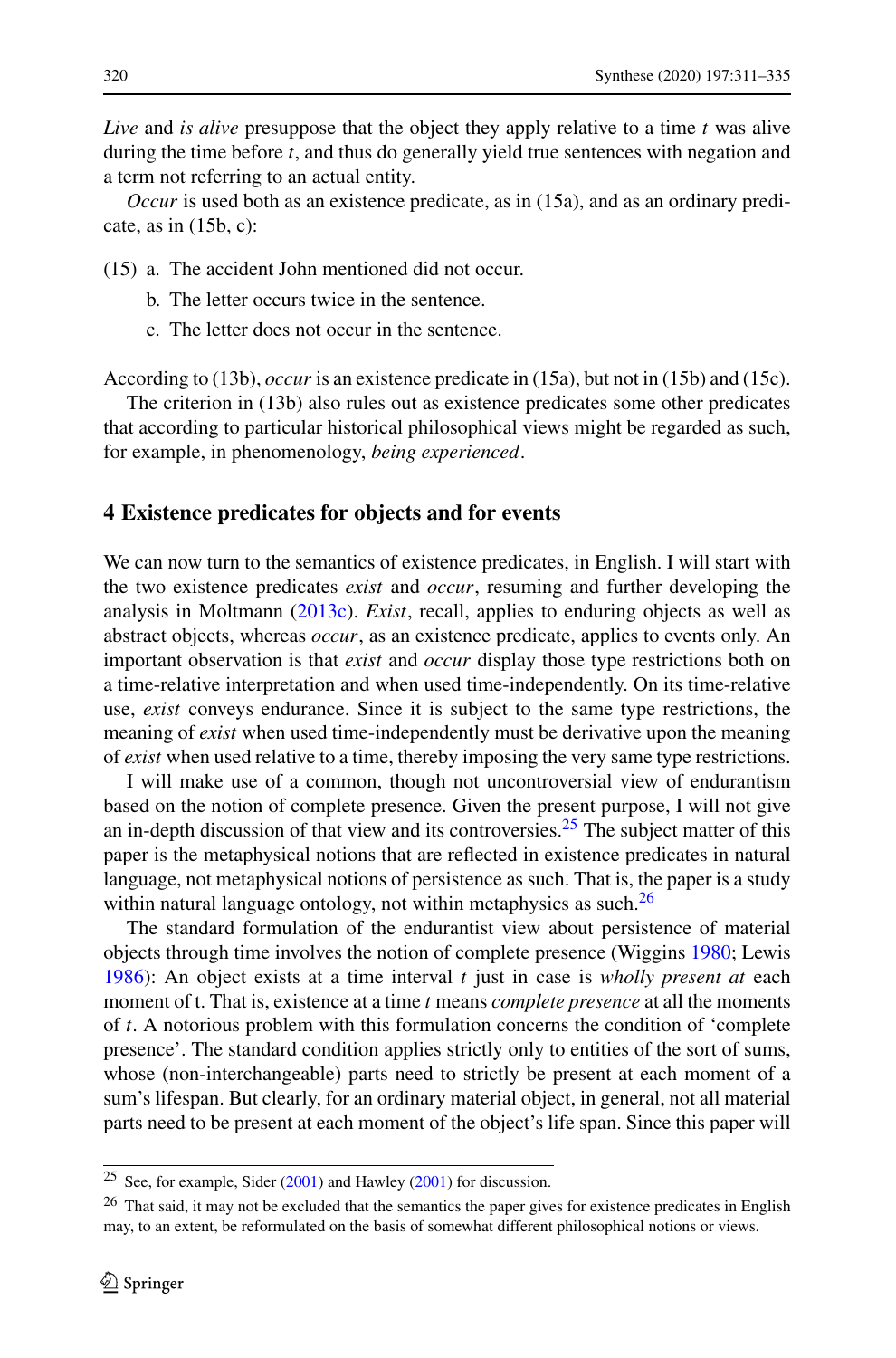*Live* and *is alive* presuppose that the object they apply relative to a time $t$ was alive during the time before $t$, and thus do generally yield true sentences with negation and a term not referring to an actual entity.

*Occur* is used both as an existence predicate, as in (15a), and as an ordinary predicate, as in (15b, c):

(15) a. The accident John mentioned did not occur.

b. The letter occurs twice in the sentence.

c. The letter does not occur in the sentence.

According to (13b), *occur* is an existence predicate in (15a), but not in (15b) and (15c).

The criterion in (13b) also rules out as existence predicates some other predicates that according to particular historical philosophical views might be regarded as such, for example, in phenomenology, *being experienced*.

## 4 Existence predicates for objects and for events

We can now turn to the semantics of existence predicates, in English. I will start with the two existence predicates *exist* and *occur*, resuming and further developing the analysis in Moltmann (2013c). *Exist*, recall, applies to enduring objects as well as abstract objects, whereas *occur*, as an existence predicate, applies to events only. An important observation is that *exist* and *occur* display those type restrictions both on a time-relative interpretation and when used time-independently. On its time-relative use, *exist* conveys endurance. Since it is subject to the same type restrictions, the meaning of *exist* when used time-independently must be derivative upon the meaning of *exist* when used relative to a time, thereby imposing the very same type restrictions.

I will make use of a common, though not uncontroversial view of endurantism based on the notion of complete presence. Given the present purpose, I will not give an in-depth discussion of that view and its controversies.[25] The subject matter of this paper is the metaphysical notions that are reflected in existence predicates in natural language, not metaphysical notions of persistence as such. That is, the paper is a study within natural language ontology, not within metaphysics as such.[26]

The standard formulation of the endurantist view about persistence of material objects through time involves the notion of complete presence (Wiggins 1980; Lewis 1986): An object exists at a time interval $t$ just in case is *wholly present at* each moment of t. That is, existence at a time $t$ means *complete presence* at all the moments of $t$. A notorious problem with this formulation concerns the condition of 'complete presence'. The standard condition applies strictly only to entities of the sort of sums, whose (non-interchangeable) parts need to strictly be present at each moment of a sum's lifespan. But clearly, for an ordinary material object, in general, not all material parts need to be present at each moment of the object's life span. Since this paper will

[25] See, for example, Sider (2001) and Hawley (2001) for discussion.

[26] That said, it may not be excluded that the semantics the paper gives for existence predicates in English may, to an extent, be reformulated on the basis of somewhat different philosophical notions or views.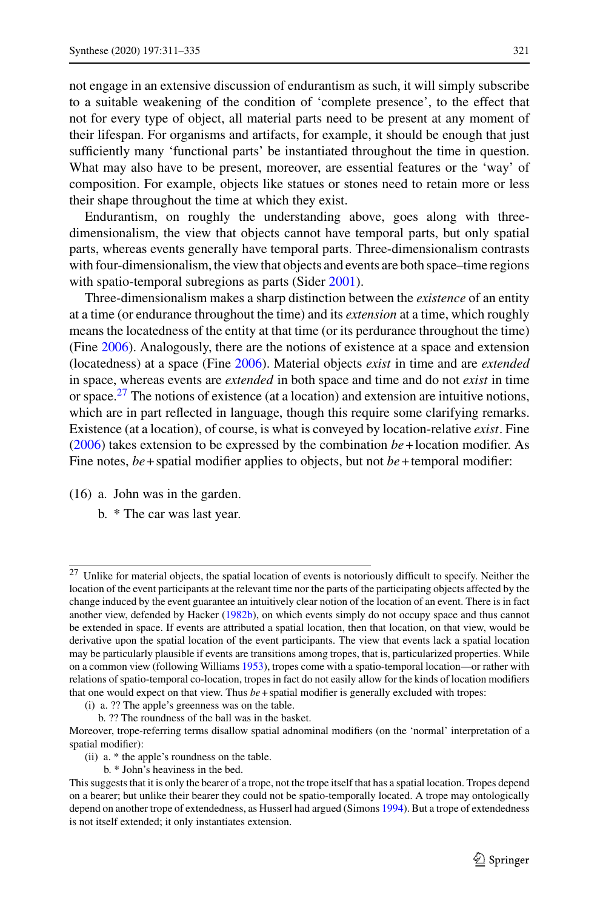not engage in an extensive discussion of endurantism as such, it will simply subscribe to a suitable weakening of the condition of 'complete presence', to the effect that not for every type of object, all material parts need to be present at any moment of their lifespan. For organisms and artifacts, for example, it should be enough that just sufficiently many 'functional parts' be instantiated throughout the time in question. What may also have to be present, moreover, are essential features or the 'way' of composition. For example, objects like statues or stones need to retain more or less their shape throughout the time at which they exist.

Endurantism, on roughly the understanding above, goes along with three-dimensionalism, the view that objects cannot have temporal parts, but only spatial parts, whereas events generally have temporal parts. Three-dimensionalism contrasts with four-dimensionalism, the view that objects and events are both space–time regions with spatio-temporal subregions as parts (Sider 2001).

Three-dimensionalism makes a sharp distinction between the *existence* of an entity at a time (or endurance throughout the time) and its *extension* at a time, which roughly means the locatedness of the entity at that time (or its perdurance throughout the time) (Fine 2006). Analogously, there are the notions of existence at a space and extension (locatedness) at a space (Fine 2006). Material objects *exist* in time and are *extended* in space, whereas events are *extended* in both space and time and do not *exist* in time or space.[27] The notions of existence (at a location) and extension are intuitive notions, which are in part reflected in language, though this require some clarifying remarks. Existence (at a location), of course, is what is conveyed by location-relative *exist*. Fine (2006) takes extension to be expressed by the combination *be* + location modifier. As Fine notes, *be* + spatial modifier applies to objects, but not *be* + temporal modifier:

(16) a. John was in the garden.

b. * The car was last year.

---

[27] Unlike for material objects, the spatial location of events is notoriously difficult to specify. Neither the location of the event participants at the relevant time nor the parts of the participating objects affected by the change induced by the event guarantee an intuitively clear notion of the location of an event. There is in fact another view, defended by Hacker (1982b), on which events simply do not occupy space and thus cannot be extended in space. If events are attributed a spatial location, then that location, on that view, would be derivative upon the spatial location of the event participants. The view that events lack a spatial location may be particularly plausible if events are transitions among tropes, that is, particularized properties. While on a common view (following Williams 1953), tropes come with a spatio-temporal location—or rather with relations of spatio-temporal co-location, tropes in fact do not easily allow for the kinds of location modifiers that one would expect on that view. Thus *be* + spatial modifier is generally excluded with tropes:

(i) a. ?? The apple's greenness was on the table.

b. ?? The roundness of the ball was in the basket.

Moreover, trope-referring terms disallow spatial adnominal modifiers (on the 'normal' interpretation of a spatial modifier):

(ii) a. * the apple's roundness on the table.

b. * John's heaviness in the bed.

This suggests that it is only the bearer of a trope, not the trope itself that has a spatial location. Tropes depend on a bearer; but unlike their bearer they could not be spatio-temporally located. A trope may ontologically depend on another trope of extendedness, as Husserl had argued (Simons 1994). But a trope of extendedness is not itself extended; it only instantiates extension.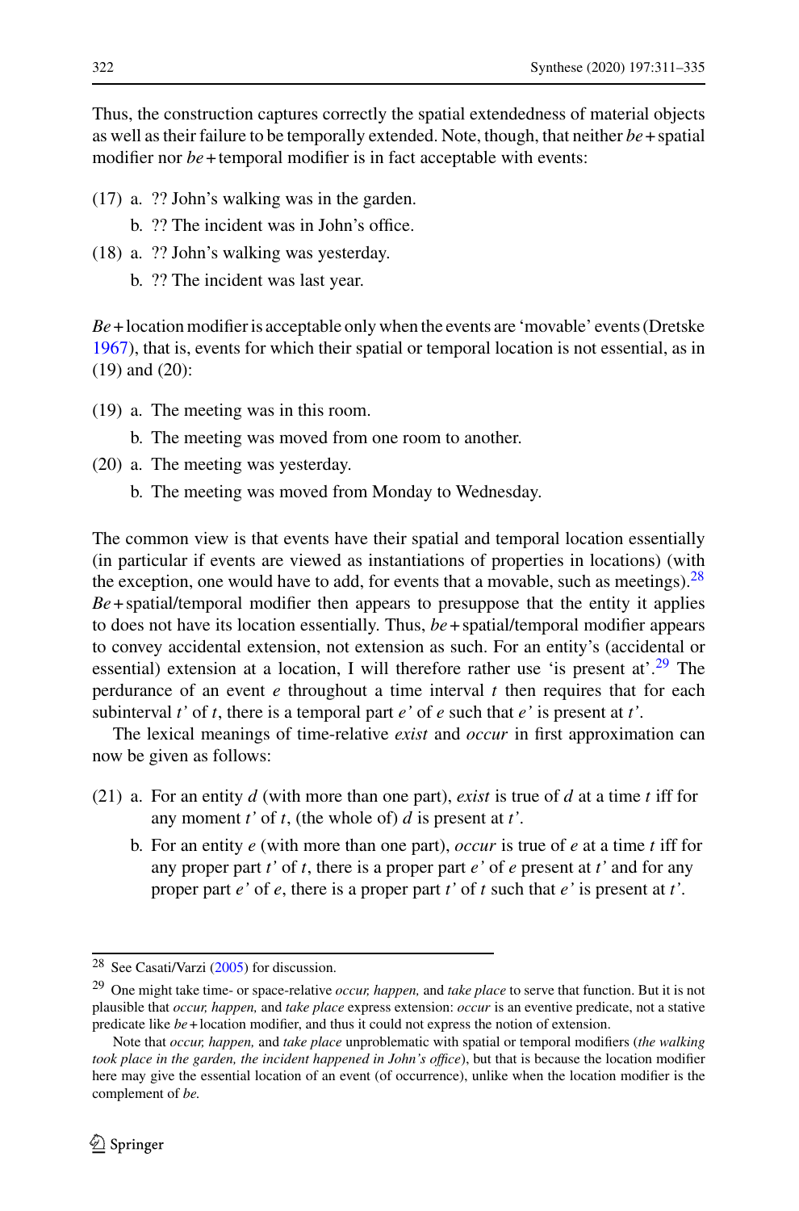Thus, the construction captures correctly the spatial extendedness of material objects as well as their failure to be temporally extended. Note, though, that neither *be* + spatial modifier nor *be* + temporal modifier is in fact acceptable with events:

(17) a. ?? John's walking was in the garden.
b. ?? The incident was in John's office.

(18) a. ?? John's walking was yesterday.
b. ?? The incident was last year.

*Be* + location modifier is acceptable only when the events are 'movable' events (Dretske 1967), that is, events for which their spatial or temporal location is not essential, as in (19) and (20):

(19) a. The meeting was in this room.
b. The meeting was moved from one room to another.

(20) a. The meeting was yesterday.
b. The meeting was moved from Monday to Wednesday.

The common view is that events have their spatial and temporal location essentially (in particular if events are viewed as instantiations of properties in locations) (with the exception, one would have to add, for events that a movable, such as meetings).[28] *Be* + spatial/temporal modifier then appears to presuppose that the entity it applies to does not have its location essentially. Thus, *be* + spatial/temporal modifier appears to convey accidental extension, not extension as such. For an entity's (accidental or essential) extension at a location, I will therefore rather use 'is present at'.[29] The perdurance of an event *e* throughout a time interval *t* then requires that for each subinterval *t'* of *t*, there is a temporal part *e'* of *e* such that *e'* is present at *t'*.

The lexical meanings of time-relative *exist* and *occur* in first approximation can now be given as follows:

(21) a. For an entity *d* (with more than one part), *exist* is true of *d* at a time *t* iff for any moment *t'* of *t*, (the whole of) *d* is present at *t'*.
b. For an entity *e* (with more than one part), *occur* is true of *e* at a time *t* iff for any proper part *t'* of *t*, there is a proper part *e'* of *e* present at *t'* and for any proper part *e'* of *e*, there is a proper part *t'* of *t* such that *e'* is present at *t'*.

---

[28] See Casati/Varzi (2005) for discussion.

[29] One might take time- or space-relative *occur, happen,* and *take place* to serve that function. But it is not plausible that *occur, happen,* and *take place* express extension: *occur* is an eventive predicate, not a stative predicate like *be* + location modifier, and thus it could not express the notion of extension.

Note that *occur, happen,* and *take place* unproblematic with spatial or temporal modifiers (*the walking took place in the garden, the incident happened in John's office*), but that is because the location modifier here may give the essential location of an event (of occurrence), unlike when the location modifier is the complement of *be.*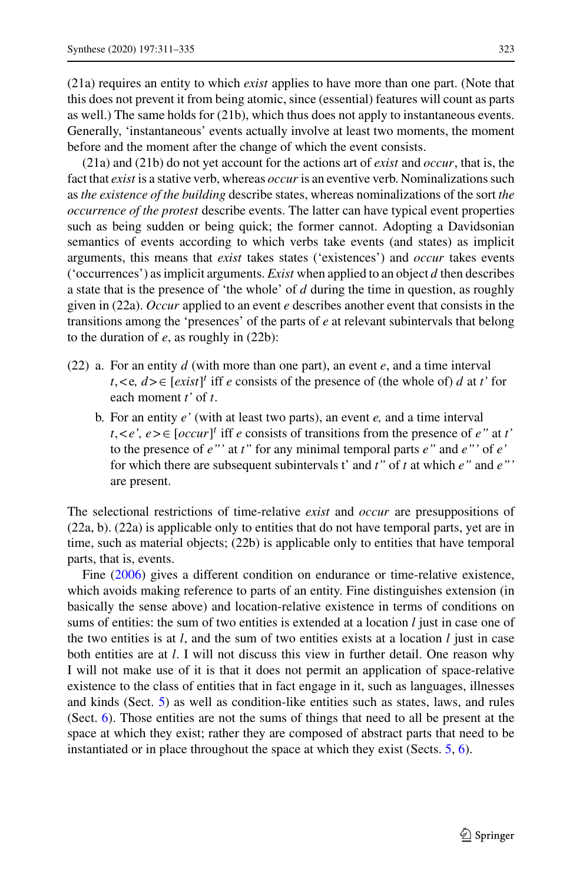(21a) requires an entity to which *exist* applies to have more than one part. (Note that this does not prevent it from being atomic, since (essential) features will count as parts as well.) The same holds for (21b), which thus does not apply to instantaneous events. Generally, 'instantaneous' events actually involve at least two moments, the moment before and the moment after the change of which the event consists.

(21a) and (21b) do not yet account for the actions art of *exist* and *occur*, that is, the fact that *exist* is a stative verb, whereas *occur* is an eventive verb. Nominalizations such as *the existence of the building* describe states, whereas nominalizations of the sort *the occurrence of the protest* describe events. The latter can have typical event properties such as being sudden or being quick; the former cannot. Adopting a Davidsonian semantics of events according to which verbs take events (and states) as implicit arguments, this means that *exist* takes states ('existences') and *occur* takes events ('occurrences') as implicit arguments. *Exist* when applied to an object *d* then describes a state that is the presence of 'the whole' of *d* during the time in question, as roughly given in (22a). *Occur* applied to an event *e* describes another event that consists in the transitions among the 'presences' of the parts of *e* at relevant subintervals that belong to the duration of *e*, as roughly in (22b):

(22) a. For an entity *d* (with more than one part), an event *e*, and a time interval $t$, $<e, d> \in [exist]^t$ iff *e* consists of the presence of (the whole of) *d* at *t'* for each moment *t'* of *t*.

b. For an entity *e'* (with at least two parts), an event *e,* and a time interval $t$, $<e', e> \in [occur]^t$ iff *e* consists of transitions from the presence of *e"* at *t'* to the presence of *e"'* at *t"* for any minimal temporal parts *e"* and *e"'* of *e'* for which there are subsequent subintervals t' and *t"* of *t* at which *e"* and *e"'* are present.

The selectional restrictions of time-relative *exist* and *occur* are presuppositions of (22a, b). (22a) is applicable only to entities that do not have temporal parts, yet are in time, such as material objects; (22b) is applicable only to entities that have temporal parts, that is, events.

Fine (2006) gives a different condition on endurance or time-relative existence, which avoids making reference to parts of an entity. Fine distinguishes extension (in basically the sense above) and location-relative existence in terms of conditions on sums of entities: the sum of two entities is extended at a location *l* just in case one of the two entities is at *l*, and the sum of two entities exists at a location *l* just in case both entities are at *l*. I will not discuss this view in further detail. One reason why I will not make use of it is that it does not permit an application of space-relative existence to the class of entities that in fact engage in it, such as languages, illnesses and kinds (Sect. 5) as well as condition-like entities such as states, laws, and rules (Sect. 6). Those entities are not the sums of things that need to all be present at the space at which they exist; rather they are composed of abstract parts that need to be instantiated or in place throughout the space at which they exist (Sects. 5, 6).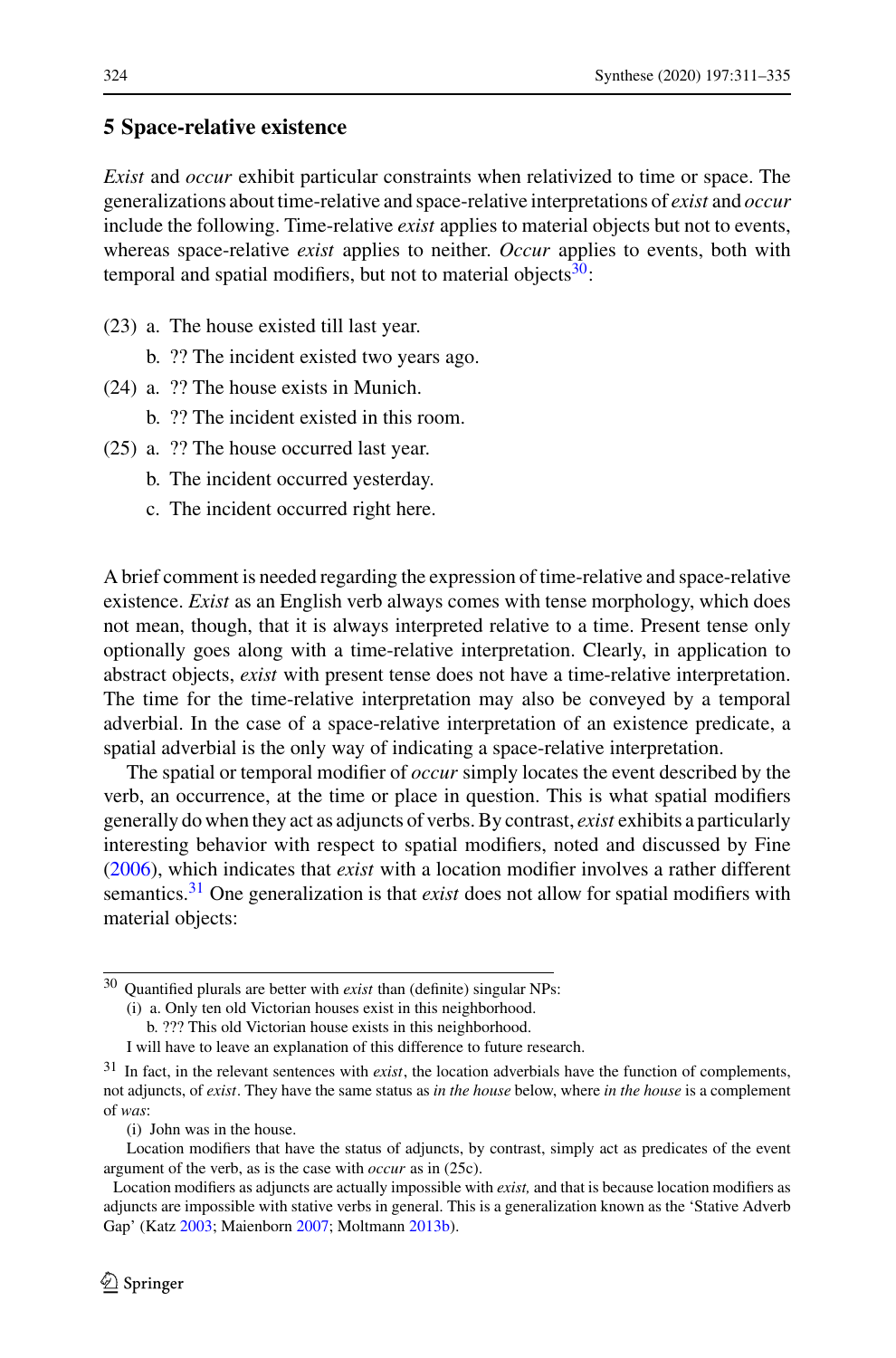## 5 Space-relative existence

*Exist* and *occur* exhibit particular constraints when relativized to time or space. The generalizations about time-relative and space-relative interpretations of *exist* and *occur* include the following. Time-relative *exist* applies to material objects but not to events, whereas space-relative *exist* applies to neither. *Occur* applies to events, both with temporal and spatial modifiers, but not to material objects[30]:

(23) a. The house existed till last year.
     b. ?? The incident existed two years ago.

(24) a. ?? The house exists in Munich.
     b. ?? The incident existed in this room.

(25) a. ?? The house occurred last year.
     b. The incident occurred yesterday.
     c. The incident occurred right here.

A brief comment is needed regarding the expression of time-relative and space-relative existence. *Exist* as an English verb always comes with tense morphology, which does not mean, though, that it is always interpreted relative to a time. Present tense only optionally goes along with a time-relative interpretation. Clearly, in application to abstract objects, *exist* with present tense does not have a time-relative interpretation. The time for the time-relative interpretation may also be conveyed by a temporal adverbial. In the case of a space-relative interpretation of an existence predicate, a spatial adverbial is the only way of indicating a space-relative interpretation.

The spatial or temporal modifier of *occur* simply locates the event described by the verb, an occurrence, at the time or place in question. This is what spatial modifiers generally do when they act as adjuncts of verbs. By contrast, *exist* exhibits a particularly interesting behavior with respect to spatial modifiers, noted and discussed by Fine (2006), which indicates that *exist* with a location modifier involves a rather different semantics.[31] One generalization is that *exist* does not allow for spatial modifiers with material objects:

---

[30] Quantified plurals are better with *exist* than (definite) singular NPs:

(i) a. Only ten old Victorian houses exist in this neighborhood.
    b. ??? This old Victorian house exists in this neighborhood.

I will have to leave an explanation of this difference to future research.

[31] In fact, in the relevant sentences with *exist*, the location adverbials have the function of complements, not adjuncts, of *exist*. They have the same status as *in the house* below, where *in the house* is a complement of *was*:

(i) John was in the house.

Location modifiers that have the status of adjuncts, by contrast, simply act as predicates of the event argument of the verb, as is the case with *occur* as in (25c).

Location modifiers as adjuncts are actually impossible with *exist,* and that is because location modifiers as adjuncts are impossible with stative verbs in general. This is a generalization known as the 'Stative Adverb Gap' (Katz 2003; Maienborn 2007; Moltmann 2013b).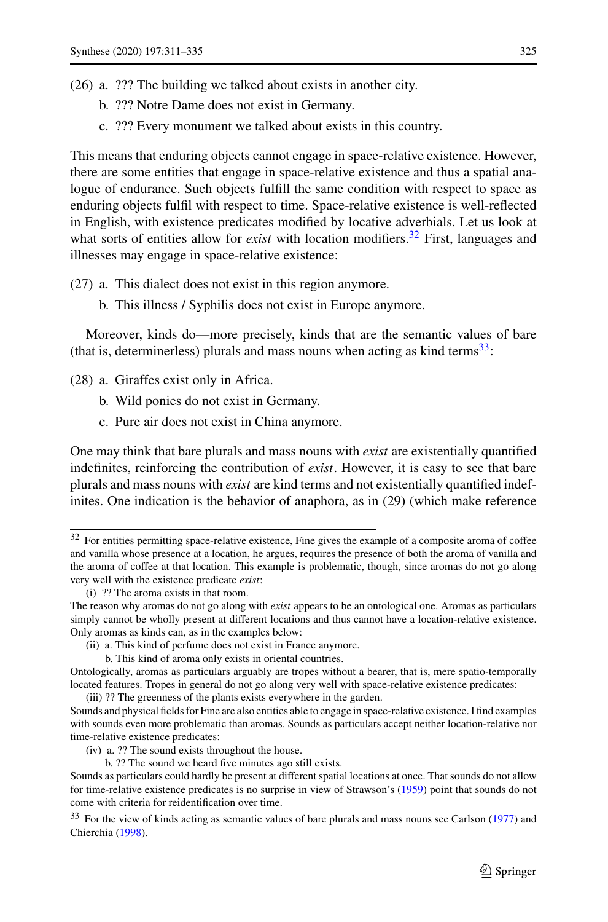(26) a. ??? The building we talked about exists in another city.

b. ??? Notre Dame does not exist in Germany.

c. ??? Every monument we talked about exists in this country.

This means that enduring objects cannot engage in space-relative existence. However, there are some entities that engage in space-relative existence and thus a spatial analogue of endurance. Such objects fulfill the same condition with respect to space as enduring objects fulfil with respect to time. Space-relative existence is well-reflected in English, with existence predicates modified by locative adverbials. Let us look at what sorts of entities allow for *exist* with location modifiers.[32] First, languages and illnesses may engage in space-relative existence:

(27) a. This dialect does not exist in this region anymore.

b. This illness / Syphilis does not exist in Europe anymore.

Moreover, kinds do—more precisely, kinds that are the semantic values of bare (that is, determinerless) plurals and mass nouns when acting as kind terms[33]:

(28) a. Giraffes exist only in Africa.

b. Wild ponies do not exist in Germany.

c. Pure air does not exist in China anymore.

One may think that bare plurals and mass nouns with *exist* are existentially quantified indefinites, reinforcing the contribution of *exist*. However, it is easy to see that bare plurals and mass nouns with *exist* are kind terms and not existentially quantified indefinites. One indication is the behavior of anaphora, as in (29) (which make reference

---

[32] For entities permitting space-relative existence, Fine gives the example of a composite aroma of coffee and vanilla whose presence at a location, he argues, requires the presence of both the aroma of vanilla and the aroma of coffee at that location. This example is problematic, though, since aromas do not go along very well with the existence predicate *exist*:

(i) ?? The aroma exists in that room.

The reason why aromas do not go along with *exist* appears to be an ontological one. Aromas as particulars simply cannot be wholly present at different locations and thus cannot have a location-relative existence. Only aromas as kinds can, as in the examples below:

(ii) a. This kind of perfume does not exist in France anymore.

b. This kind of aroma only exists in oriental countries.

Ontologically, aromas as particulars arguably are tropes without a bearer, that is, mere spatio-temporally located features. Tropes in general do not go along very well with space-relative existence predicates:

(iii) ?? The greenness of the plants exists everywhere in the garden.

Sounds and physical fields for Fine are also entities able to engage in space-relative existence. I find examples with sounds even more problematic than aromas. Sounds as particulars accept neither location-relative nor time-relative existence predicates:

(iv) a. ?? The sound exists throughout the house.

b. ?? The sound we heard five minutes ago still exists.

Sounds as particulars could hardly be present at different spatial locations at once. That sounds do not allow for time-relative existence predicates is no surprise in view of Strawson's (1959) point that sounds do not come with criteria for reidentification over time.

[33] For the view of kinds acting as semantic values of bare plurals and mass nouns see Carlson (1977) and Chierchia (1998).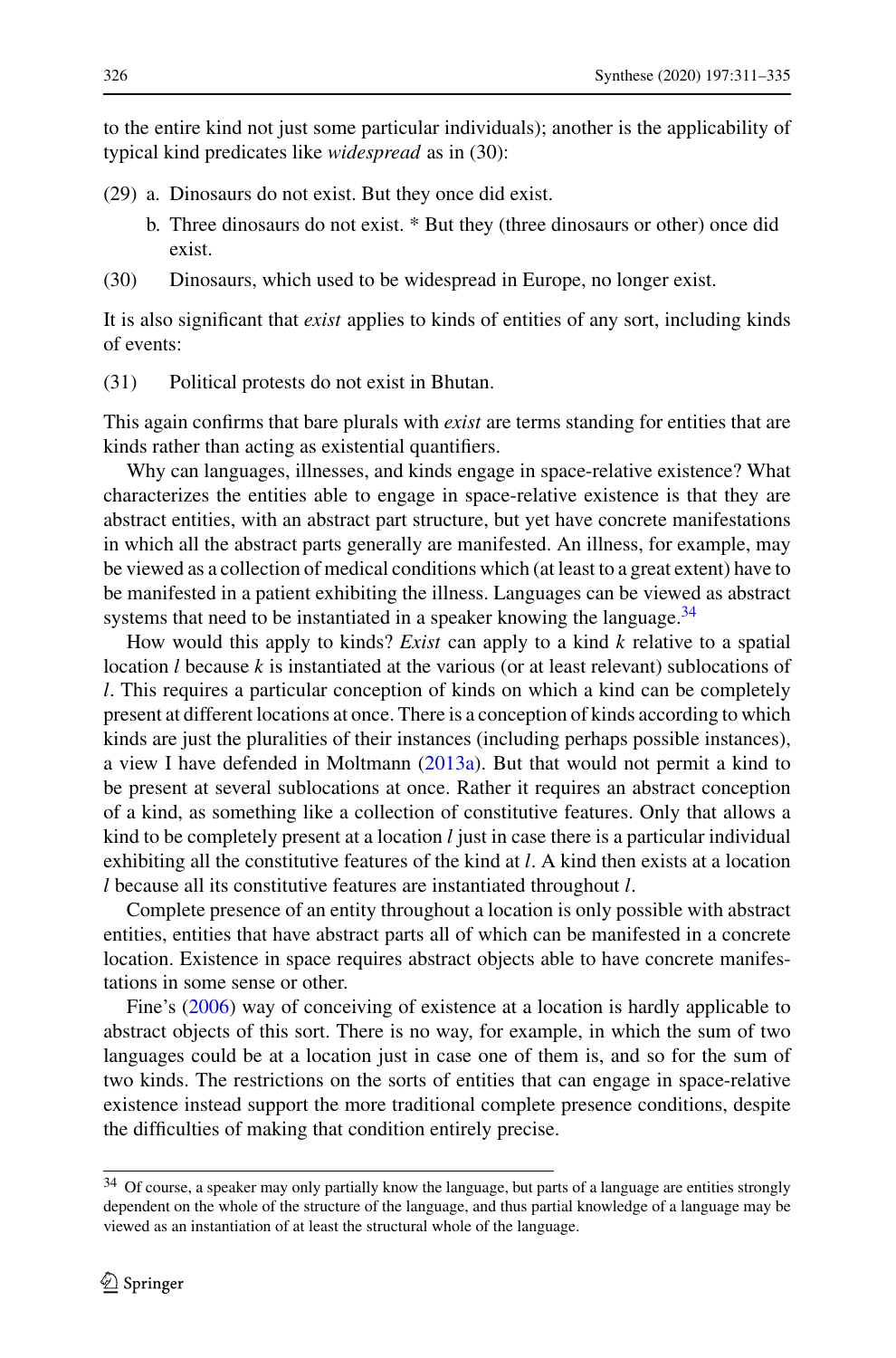to the entire kind not just some particular individuals); another is the applicability of typical kind predicates like *widespread* as in (30):

(29) a. Dinosaurs do not exist. But they once did exist.

b. Three dinosaurs do not exist. * But they (three dinosaurs or other) once did exist.

(30) Dinosaurs, which used to be widespread in Europe, no longer exist.

It is also significant that *exist* applies to kinds of entities of any sort, including kinds of events:

(31) Political protests do not exist in Bhutan.

This again confirms that bare plurals with *exist* are terms standing for entities that are kinds rather than acting as existential quantifiers.

Why can languages, illnesses, and kinds engage in space-relative existence? What characterizes the entities able to engage in space-relative existence is that they are abstract entities, with an abstract part structure, but yet have concrete manifestations in which all the abstract parts generally are manifested. An illness, for example, may be viewed as a collection of medical conditions which (at least to a great extent) have to be manifested in a patient exhibiting the illness. Languages can be viewed as abstract systems that need to be instantiated in a speaker knowing the language.[34]

How would this apply to kinds? *Exist* can apply to a kind *k* relative to a spatial location *l* because *k* is instantiated at the various (or at least relevant) sublocations of *l*. This requires a particular conception of kinds on which a kind can be completely present at different locations at once. There is a conception of kinds according to which kinds are just the pluralities of their instances (including perhaps possible instances), a view I have defended in Moltmann (2013a). But that would not permit a kind to be present at several sublocations at once. Rather it requires an abstract conception of a kind, as something like a collection of constitutive features. Only that allows a kind to be completely present at a location *l* just in case there is a particular individual exhibiting all the constitutive features of the kind at *l*. A kind then exists at a location *l* because all its constitutive features are instantiated throughout *l*.

Complete presence of an entity throughout a location is only possible with abstract entities, entities that have abstract parts all of which can be manifested in a concrete location. Existence in space requires abstract objects able to have concrete manifestations in some sense or other.

Fine's (2006) way of conceiving of existence at a location is hardly applicable to abstract objects of this sort. There is no way, for example, in which the sum of two languages could be at a location just in case one of them is, and so for the sum of two kinds. The restrictions on the sorts of entities that can engage in space-relative existence instead support the more traditional complete presence conditions, despite the difficulties of making that condition entirely precise.

---

[34] Of course, a speaker may only partially know the language, but parts of a language are entities strongly dependent on the whole of the structure of the language, and thus partial knowledge of a language may be viewed as an instantiation of at least the structural whole of the language.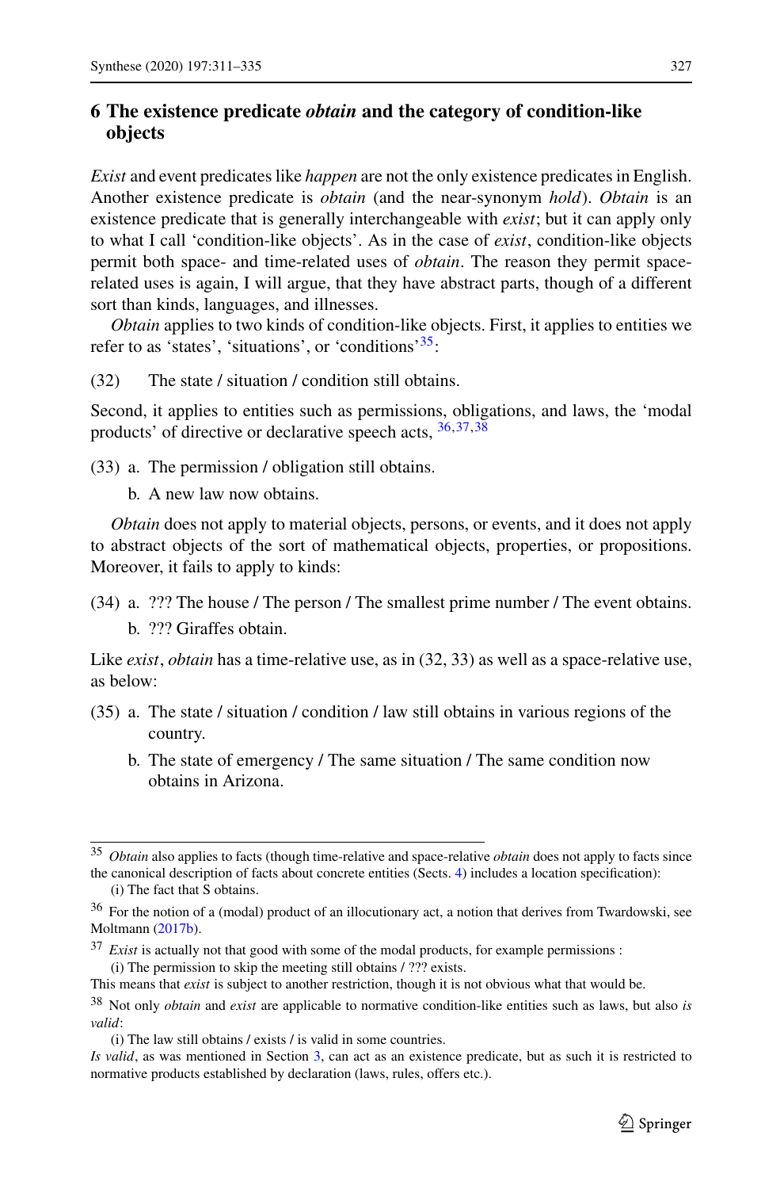## 6 The existence predicate *obtain* and the category of condition-like objects

*Exist* and event predicates like *happen* are not the only existence predicates in English. Another existence predicate is *obtain* (and the near-synonym *hold*). *Obtain* is an existence predicate that is generally interchangeable with *exist*; but it can apply only to what I call 'condition-like objects'. As in the case of *exist*, condition-like objects permit both space- and time-related uses of *obtain*. The reason they permit space-related uses is again, I will argue, that they have abstract parts, though of a different sort than kinds, languages, and illnesses.

*Obtain* applies to two kinds of condition-like objects. First, it applies to entities we refer to as 'states', 'situations', or 'conditions'[35]:

(32) The state / situation / condition still obtains.

Second, it applies to entities such as permissions, obligations, and laws, the 'modal products' of directive or declarative speech acts, [36,37,38]

(33) a. The permission / obligation still obtains.

b. A new law now obtains.

*Obtain* does not apply to material objects, persons, or events, and it does not apply to abstract objects of the sort of mathematical objects, properties, or propositions. Moreover, it fails to apply to kinds:

(34) a. ??? The house / The person / The smallest prime number / The event obtains.

b. ??? Giraffes obtain.

Like *exist*, *obtain* has a time-relative use, as in (32, 33) as well as a space-relative use, as below:

(35) a. The state / situation / condition / law still obtains in various regions of the country.

b. The state of emergency / The same situation / The same condition now obtains in Arizona.

---

[35] *Obtain* also applies to facts (though time-relative and space-relative *obtain* does not apply to facts since the canonical description of facts about concrete entities (Sects. 4) includes a location specification):

(i) The fact that S obtains.

[36] For the notion of a (modal) product of an illocutionary act, a notion that derives from Twardowski, see Moltmann (2017b).

[37] *Exist* is actually not that good with some of the modal products, for example permissions :

(i) The permission to skip the meeting still obtains / ??? exists.

This means that *exist* is subject to another restriction, though it is not obvious what that would be.

[38] Not only *obtain* and *exist* are applicable to normative condition-like entities such as laws, but also *is valid*:

(i) The law still obtains / exists / is valid in some countries.

*Is valid*, as was mentioned in Section 3, can act as an existence predicate, but as such it is restricted to normative products established by declaration (laws, rules, offers etc.).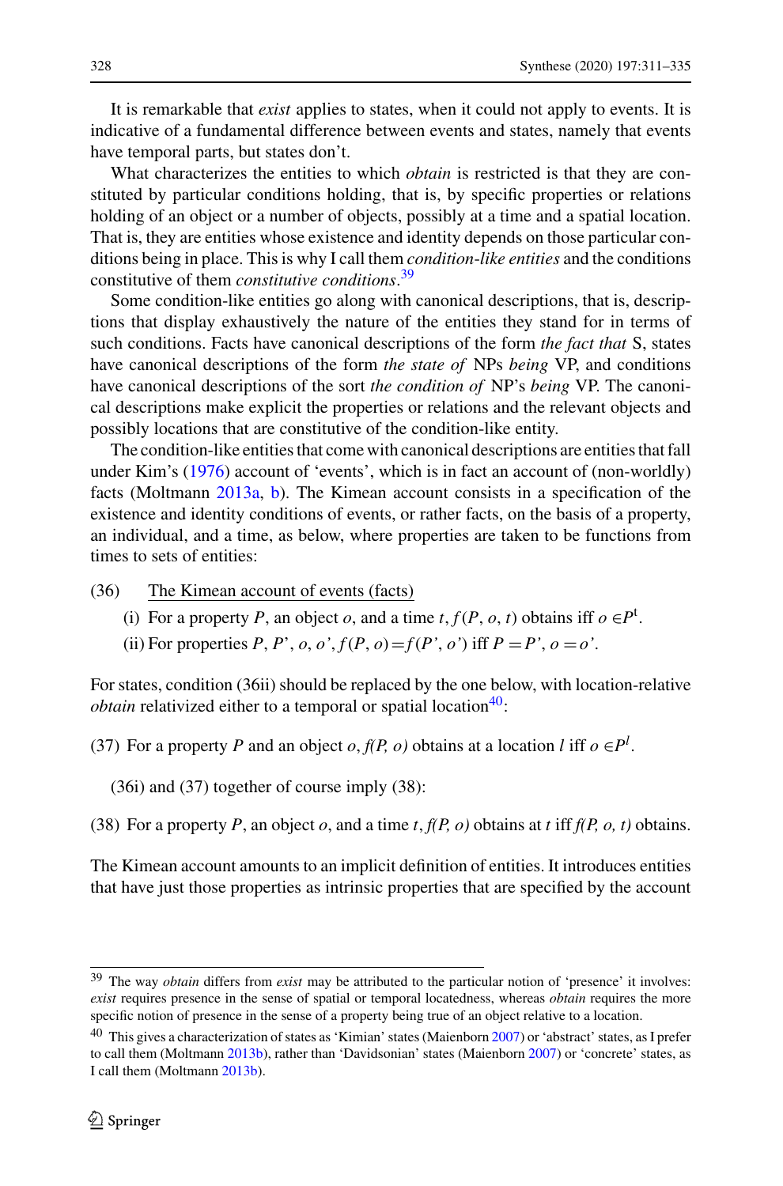It is remarkable that *exist* applies to states, when it could not apply to events. It is indicative of a fundamental difference between events and states, namely that events have temporal parts, but states don't.

What characterizes the entities to which *obtain* is restricted is that they are constituted by particular conditions holding, that is, by specific properties or relations holding of an object or a number of objects, possibly at a time and a spatial location. That is, they are entities whose existence and identity depends on those particular conditions being in place. This is why I call them *condition-like entities* and the conditions constitutive of them *constitutive conditions*.[39]

Some condition-like entities go along with canonical descriptions, that is, descriptions that display exhaustively the nature of the entities they stand for in terms of such conditions. Facts have canonical descriptions of the form *the fact that* S, states have canonical descriptions of the form *the state of* NPs *being* VP, and conditions have canonical descriptions of the sort *the condition of* NP's *being* VP. The canonical descriptions make explicit the properties or relations and the relevant objects and possibly locations that are constitutive of the condition-like entity.

The condition-like entities that come with canonical descriptions are entities that fall under Kim's (1976) account of 'events', which is in fact an account of (non-worldly) facts (Moltmann 2013a, b). The Kimean account consists in a specification of the existence and identity conditions of events, or rather facts, on the basis of a property, an individual, and a time, as below, where properties are taken to be functions from times to sets of entities:

(36) <u>The Kimean account of events (facts)</u>

(i) For a property $P$, an object $o$, and a time $t$, $f(P, o, t)$ obtains iff $o \in P^t$.

(ii) For properties $P$, $P'$, $o$, $o'$, $f(P, o) = f(P', o')$ iff $P = P'$, $o = o'$.

For states, condition (36ii) should be replaced by the one below, with location-relative *obtain* relativized either to a temporal or spatial location[40]:

(37) For a property $P$ and an object $o$, $f(P, o)$ obtains at a location $l$ iff $o \in P^l$.

(36i) and (37) together of course imply (38):

(38) For a property $P$, an object $o$, and a time $t$, $f(P, o)$ obtains at $t$ iff $f(P, o, t)$ obtains.

The Kimean account amounts to an implicit definition of entities. It introduces entities that have just those properties as intrinsic properties that are specified by the account

---

[39] The way *obtain* differs from *exist* may be attributed to the particular notion of 'presence' it involves: *exist* requires presence in the sense of spatial or temporal locatedness, whereas *obtain* requires the more specific notion of presence in the sense of a property being true of an object relative to a location.

[40] This gives a characterization of states as 'Kimian' states (Maienborn 2007) or 'abstract' states, as I prefer to call them (Moltmann 2013b), rather than 'Davidsonian' states (Maienborn 2007) or 'concrete' states, as I call them (Moltmann 2013b).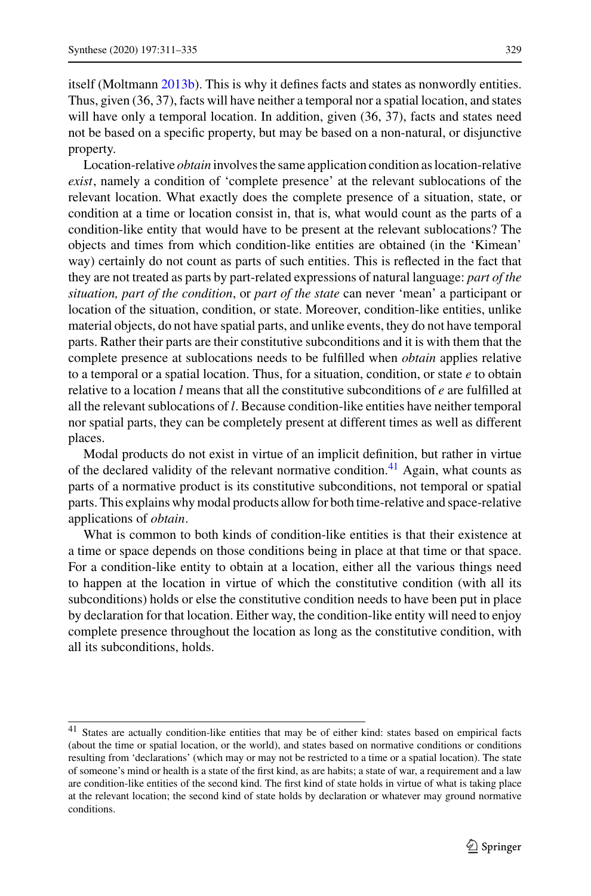itself (Moltmann 2013b). This is why it defines facts and states as nonwordly entities. Thus, given (36, 37), facts will have neither a temporal nor a spatial location, and states will have only a temporal location. In addition, given (36, 37), facts and states need not be based on a specific property, but may be based on a non-natural, or disjunctive property.

Location-relative *obtain* involves the same application condition as location-relative *exist*, namely a condition of 'complete presence' at the relevant sublocations of the relevant location. What exactly does the complete presence of a situation, state, or condition at a time or location consist in, that is, what would count as the parts of a condition-like entity that would have to be present at the relevant sublocations? The objects and times from which condition-like entities are obtained (in the 'Kimean' way) certainly do not count as parts of such entities. This is reflected in the fact that they are not treated as parts by part-related expressions of natural language: *part of the situation, part of the condition*, or *part of the state* can never 'mean' a participant or location of the situation, condition, or state. Moreover, condition-like entities, unlike material objects, do not have spatial parts, and unlike events, they do not have temporal parts. Rather their parts are their constitutive subconditions and it is with them that the complete presence at sublocations needs to be fulfilled when *obtain* applies relative to a temporal or a spatial location. Thus, for a situation, condition, or state $e$ to obtain relative to a location $l$ means that all the constitutive subconditions of $e$ are fulfilled at all the relevant sublocations of $l$. Because condition-like entities have neither temporal nor spatial parts, they can be completely present at different times as well as different places.

Modal products do not exist in virtue of an implicit definition, but rather in virtue of the declared validity of the relevant normative condition.[41] Again, what counts as parts of a normative product is its constitutive subconditions, not temporal or spatial parts. This explains why modal products allow for both time-relative and space-relative applications of *obtain*.

What is common to both kinds of condition-like entities is that their existence at a time or space depends on those conditions being in place at that time or that space. For a condition-like entity to obtain at a location, either all the various things need to happen at the location in virtue of which the constitutive condition (with all its subconditions) holds or else the constitutive condition needs to have been put in place by declaration for that location. Either way, the condition-like entity will need to enjoy complete presence throughout the location as long as the constitutive condition, with all its subconditions, holds.

---

[41] States are actually condition-like entities that may be of either kind: states based on empirical facts (about the time or spatial location, or the world), and states based on normative conditions or conditions resulting from 'declarations' (which may or may not be restricted to a time or a spatial location). The state of someone's mind or health is a state of the first kind, as are habits; a state of war, a requirement and a law are condition-like entities of the second kind. The first kind of state holds in virtue of what is taking place at the relevant location; the second kind of state holds by declaration or whatever may ground normative conditions.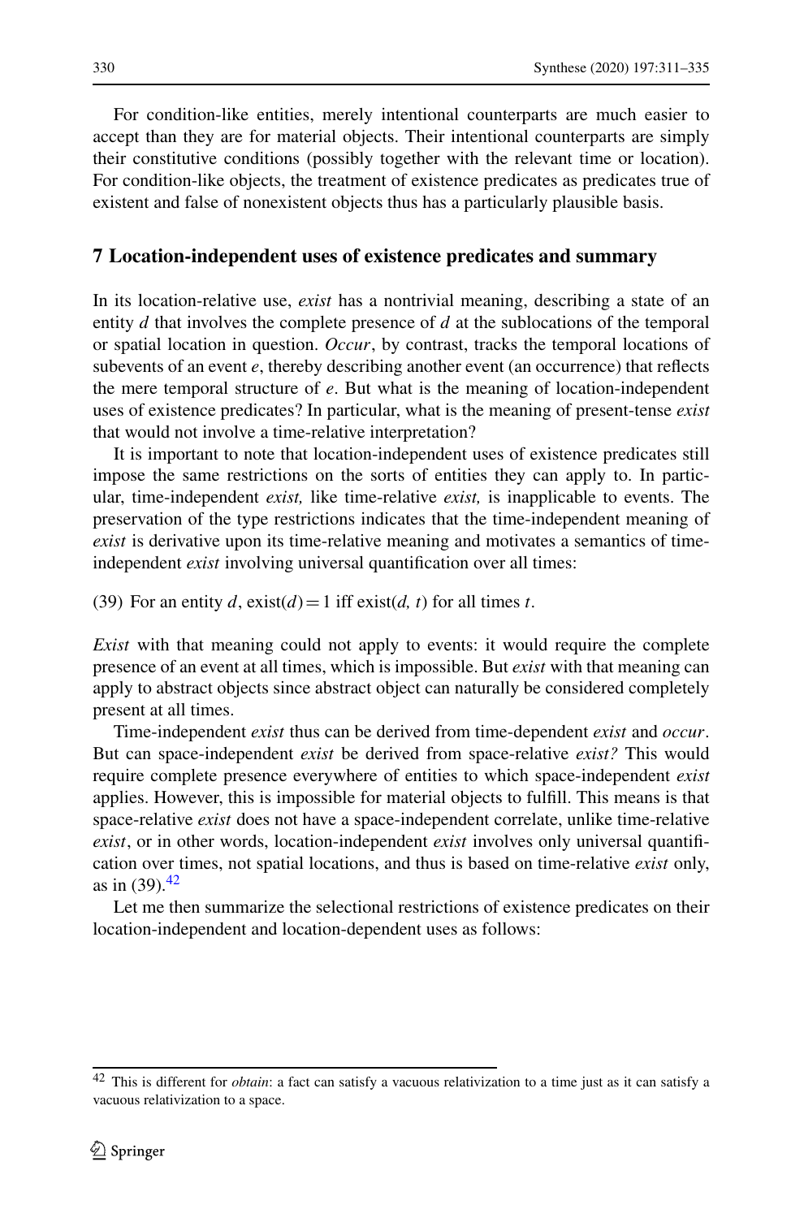For condition-like entities, merely intentional counterparts are much easier to accept than they are for material objects. Their intentional counterparts are simply their constitutive conditions (possibly together with the relevant time or location). For condition-like objects, the treatment of existence predicates as predicates true of existent and false of nonexistent objects thus has a particularly plausible basis.

## 7 Location-independent uses of existence predicates and summary

In its location-relative use, *exist* has a nontrivial meaning, describing a state of an entity *d* that involves the complete presence of *d* at the sublocations of the temporal or spatial location in question. *Occur*, by contrast, tracks the temporal locations of subevents of an event *e*, thereby describing another event (an occurrence) that reflects the mere temporal structure of *e*. But what is the meaning of location-independent uses of existence predicates? In particular, what is the meaning of present-tense *exist* that would not involve a time-relative interpretation?

It is important to note that location-independent uses of existence predicates still impose the same restrictions on the sorts of entities they can apply to. In particular, time-independent *exist,* like time-relative *exist,* is inapplicable to events. The preservation of the type restrictions indicates that the time-independent meaning of *exist* is derivative upon its time-relative meaning and motivates a semantics of time-independent *exist* involving universal quantification over all times:

(39) For an entity $d$, $\text{exist}(d) = 1$ iff $\text{exist}(d, t)$ for all times $t$.

*Exist* with that meaning could not apply to events: it would require the complete presence of an event at all times, which is impossible. But *exist* with that meaning can apply to abstract objects since abstract object can naturally be considered completely present at all times.

Time-independent *exist* thus can be derived from time-dependent *exist* and *occur*. But can space-independent *exist* be derived from space-relative *exist?* This would require complete presence everywhere of entities to which space-independent *exist* applies. However, this is impossible for material objects to fulfill. This means is that space-relative *exist* does not have a space-independent correlate, unlike time-relative *exist*, or in other words, location-independent *exist* involves only universal quantification over times, not spatial locations, and thus is based on time-relative *exist* only, as in (39).[42]

Let me then summarize the selectional restrictions of existence predicates on their location-independent and location-dependent uses as follows:

[42] This is different for *obtain*: a fact can satisfy a vacuous relativization to a time just as it can satisfy a vacuous relativization to a space.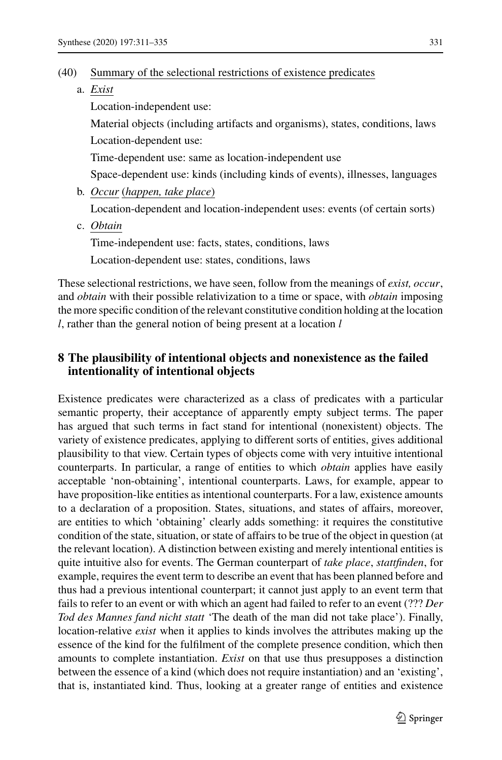(40) <u>Summary of the selectional restrictions of existence predicates</u>

a. <u>*Exist*</u>

Location-independent use:

Material objects (including artifacts and organisms), states, conditions, laws

Location-dependent use:

Time-dependent use: same as location-independent use

Space-dependent use: kinds (including kinds of events), illnesses, languages

b. <u>*Occur*</u> (<u>*happen, take place*</u>)

Location-dependent and location-independent uses: events (of certain sorts)

c. <u>*Obtain*</u>

Time-independent use: facts, states, conditions, laws

Location-dependent use: states, conditions, laws

These selectional restrictions, we have seen, follow from the meanings of *exist, occur*, and *obtain* with their possible relativization to a time or space, with *obtain* imposing the more specific condition of the relevant constitutive condition holding at the location *l*, rather than the general notion of being present at a location *l*

## 8 The plausibility of intentional objects and nonexistence as the failed intentionality of intentional objects

Existence predicates were characterized as a class of predicates with a particular semantic property, their acceptance of apparently empty subject terms. The paper has argued that such terms in fact stand for intentional (nonexistent) objects. The variety of existence predicates, applying to different sorts of entities, gives additional plausibility to that view. Certain types of objects come with very intuitive intentional counterparts. In particular, a range of entities to which *obtain* applies have easily acceptable 'non-obtaining', intentional counterparts. Laws, for example, appear to have proposition-like entities as intentional counterparts. For a law, existence amounts to a declaration of a proposition. States, situations, and states of affairs, moreover, are entities to which 'obtaining' clearly adds something: it requires the constitutive condition of the state, situation, or state of affairs to be true of the object in question (at the relevant location). A distinction between existing and merely intentional entities is quite intuitive also for events. The German counterpart of *take place*, *stattfinden*, for example, requires the event term to describe an event that has been planned before and thus had a previous intentional counterpart; it cannot just apply to an event term that fails to refer to an event or with which an agent had failed to refer to an event (??? *Der Tod des Mannes fand nicht statt* 'The death of the man did not take place'). Finally, location-relative *exist* when it applies to kinds involves the attributes making up the essence of the kind for the fulfilment of the complete presence condition, which then amounts to complete instantiation. *Exist* on that use thus presupposes a distinction between the essence of a kind (which does not require instantiation) and an 'existing', that is, instantiated kind. Thus, looking at a greater range of entities and existence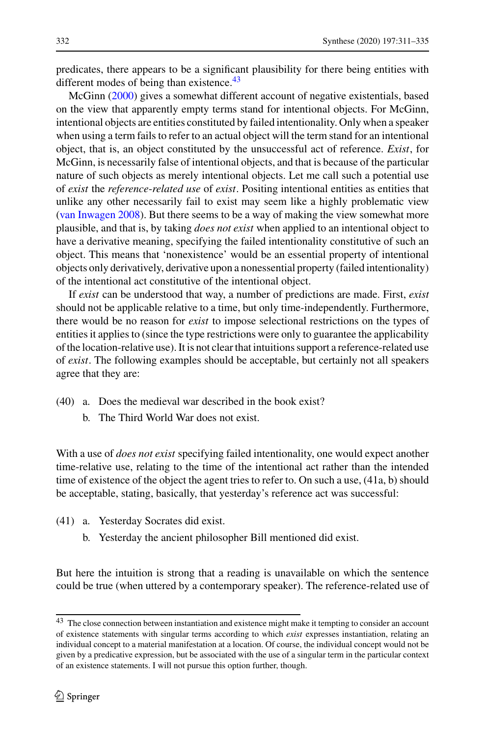predicates, there appears to be a significant plausibility for there being entities with different modes of being than existence.[43]

McGinn (2000) gives a somewhat different account of negative existentials, based on the view that apparently empty terms stand for intentional objects. For McGinn, intentional objects are entities constituted by failed intentionality. Only when a speaker when using a term fails to refer to an actual object will the term stand for an intentional object, that is, an object constituted by the unsuccessful act of reference. *Exist*, for McGinn, is necessarily false of intentional objects, and that is because of the particular nature of such objects as merely intentional objects. Let me call such a potential use of *exist* the *reference-related use* of *exist*. Positing intentional entities as entities that unlike any other necessarily fail to exist may seem like a highly problematic view (van Inwagen 2008). But there seems to be a way of making the view somewhat more plausible, and that is, by taking *does not exist* when applied to an intentional object to have a derivative meaning, specifying the failed intentionality constitutive of such an object. This means that 'nonexistence' would be an essential property of intentional objects only derivatively, derivative upon a nonessential property (failed intentionality) of the intentional act constitutive of the intentional object.

If *exist* can be understood that way, a number of predictions are made. First, *exist* should not be applicable relative to a time, but only time-independently. Furthermore, there would be no reason for *exist* to impose selectional restrictions on the types of entities it applies to (since the type restrictions were only to guarantee the applicability of the location-relative use). It is not clear that intuitions support a reference-related use of *exist*. The following examples should be acceptable, but certainly not all speakers agree that they are:

(40) a. Does the medieval war described in the book exist?
 b. The Third World War does not exist.

With a use of *does not exist* specifying failed intentionality, one would expect another time-relative use, relating to the time of the intentional act rather than the intended time of existence of the object the agent tries to refer to. On such a use, (41a, b) should be acceptable, stating, basically, that yesterday's reference act was successful:

(41) a. Yesterday Socrates did exist.
 b. Yesterday the ancient philosopher Bill mentioned did exist.

But here the intuition is strong that a reading is unavailable on which the sentence could be true (when uttered by a contemporary speaker). The reference-related use of

[43] The close connection between instantiation and existence might make it tempting to consider an account of existence statements with singular terms according to which *exist* expresses instantiation, relating an individual concept to a material manifestation at a location. Of course, the individual concept would not be given by a predicative expression, but be associated with the use of a singular term in the particular context of an existence statements. I will not pursue this option further, though.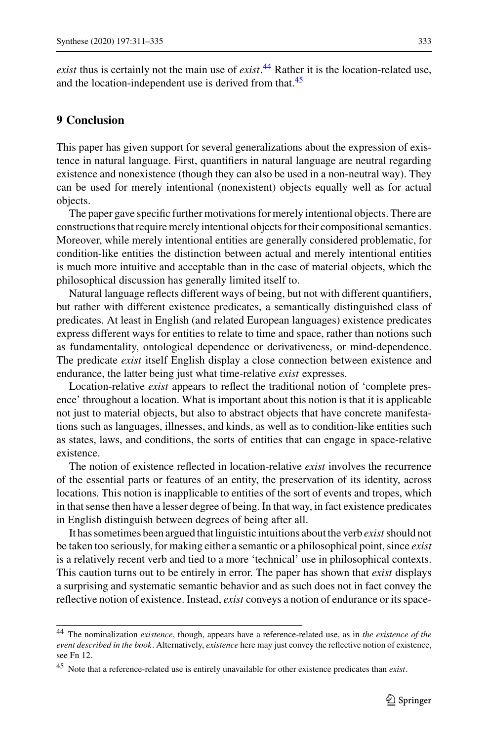*exist* thus is certainly not the main use of *exist*.[44] Rather it is the location-related use, and the location-independent use is derived from that.[45]

## 9 Conclusion

This paper has given support for several generalizations about the expression of existence in natural language. First, quantifiers in natural language are neutral regarding existence and nonexistence (though they can also be used in a non-neutral way). They can be used for merely intentional (nonexistent) objects equally well as for actual objects.

The paper gave specific further motivations for merely intentional objects. There are constructions that require merely intentional objects for their compositional semantics. Moreover, while merely intentional entities are generally considered problematic, for condition-like entities the distinction between actual and merely intentional entities is much more intuitive and acceptable than in the case of material objects, which the philosophical discussion has generally limited itself to.

Natural language reflects different ways of being, but not with different quantifiers, but rather with different existence predicates, a semantically distinguished class of predicates. At least in English (and related European languages) existence predicates express different ways for entities to relate to time and space, rather than notions such as fundamentality, ontological dependence or derivativeness, or mind-dependence. The predicate *exist* itself English display a close connection between existence and endurance, the latter being just what time-relative *exist* expresses.

Location-relative *exist* appears to reflect the traditional notion of 'complete presence' throughout a location. What is important about this notion is that it is applicable not just to material objects, but also to abstract objects that have concrete manifestations such as languages, illnesses, and kinds, as well as to condition-like entities such as states, laws, and conditions, the sorts of entities that can engage in space-relative existence.

The notion of existence reflected in location-relative *exist* involves the recurrence of the essential parts or features of an entity, the preservation of its identity, across locations. This notion is inapplicable to entities of the sort of events and tropes, which in that sense then have a lesser degree of being. In that way, in fact existence predicates in English distinguish between degrees of being after all.

It has sometimes been argued that linguistic intuitions about the verb *exist* should not be taken too seriously, for making either a semantic or a philosophical point, since *exist* is a relatively recent verb and tied to a more 'technical' use in philosophical contexts. This caution turns out to be entirely in error. The paper has shown that *exist* displays a surprising and systematic semantic behavior and as such does not in fact convey the reflective notion of existence. Instead, *exist* conveys a notion of endurance or its space-

---

[44] The nominalization *existence*, though, appears have a reference-related use, as in *the existence of the event described in the book*. Alternatively, *existence* here may just convey the reflective notion of existence, see Fn 12.

[45] Note that a reference-related use is entirely unavailable for other existence predicates than *exist*.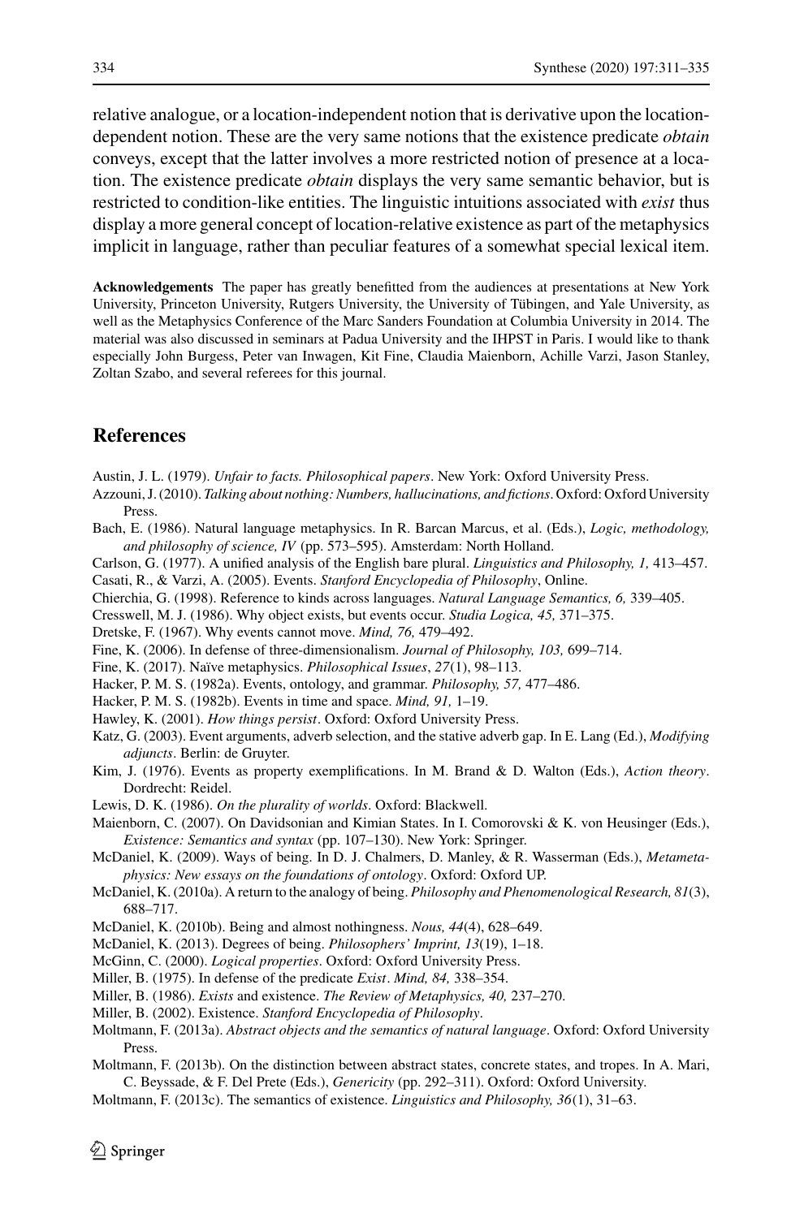relative analogue, or a location-independent notion that is derivative upon the location-dependent notion. These are the very same notions that the existence predicate *obtain* conveys, except that the latter involves a more restricted notion of presence at a location. The existence predicate *obtain* displays the very same semantic behavior, but is restricted to condition-like entities. The linguistic intuitions associated with *exist* thus display a more general concept of location-relative existence as part of the metaphysics implicit in language, rather than peculiar features of a somewhat special lexical item.

**Acknowledgements** The paper has greatly benefitted from the audiences at presentations at New York University, Princeton University, Rutgers University, the University of Tübingen, and Yale University, as well as the Metaphysics Conference of the Marc Sanders Foundation at Columbia University in 2014. The material was also discussed in seminars at Padua University and the IHPST in Paris. I would like to thank especially John Burgess, Peter van Inwagen, Kit Fine, Claudia Maienborn, Achille Varzi, Jason Stanley, Zoltan Szabo, and several referees for this journal.

## References

Austin, J. L. (1979). *Unfair to facts. Philosophical papers*. New York: Oxford University Press.

Azzouni, J. (2010). *Talking about nothing: Numbers, hallucinations, and fictions*. Oxford: Oxford University Press.

Bach, E. (1986). Natural language metaphysics. In R. Barcan Marcus, et al. (Eds.), *Logic, methodology, and philosophy of science, IV* (pp. 573–595). Amsterdam: North Holland.

Carlson, G. (1977). A unified analysis of the English bare plural. *Linguistics and Philosophy, 1,* 413–457.

Casati, R., & Varzi, A. (2005). Events. *Stanford Encyclopedia of Philosophy*, Online.

Chierchia, G. (1998). Reference to kinds across languages. *Natural Language Semantics, 6,* 339–405.

Cresswell, M. J. (1986). Why object exists, but events occur. *Studia Logica, 45,* 371–375.

Dretske, F. (1967). Why events cannot move. *Mind, 76,* 479–492.

Fine, K. (2006). In defense of three-dimensionalism. *Journal of Philosophy, 103,* 699–714.

Fine, K. (2017). Naïve metaphysics. *Philosophical Issues*, *27*(1), 98–113.

Hacker, P. M. S. (1982a). Events, ontology, and grammar. *Philosophy, 57,* 477–486.

Hacker, P. M. S. (1982b). Events in time and space. *Mind, 91,* 1–19.

Hawley, K. (2001). *How things persist*. Oxford: Oxford University Press.

Katz, G. (2003). Event arguments, adverb selection, and the stative adverb gap. In E. Lang (Ed.), *Modifying adjuncts*. Berlin: de Gruyter.

Kim, J. (1976). Events as property exemplifications. In M. Brand & D. Walton (Eds.), *Action theory*. Dordrecht: Reidel.

Lewis, D. K. (1986). *On the plurality of worlds*. Oxford: Blackwell.

Maienborn, C. (2007). On Davidsonian and Kimian States. In I. Comorovski & K. von Heusinger (Eds.), *Existence: Semantics and syntax* (pp. 107–130). New York: Springer.

McDaniel, K. (2009). Ways of being. In D. J. Chalmers, D. Manley, & R. Wasserman (Eds.), *Metametaphysics: New essays on the foundations of ontology*. Oxford: Oxford UP.

McDaniel, K. (2010a). A return to the analogy of being. *Philosophy and Phenomenological Research, 81*(3), 688–717.

McDaniel, K. (2010b). Being and almost nothingness. *Nous, 44*(4), 628–649.

McDaniel, K. (2013). Degrees of being. *Philosophers' Imprint, 13*(19), 1–18.

McGinn, C. (2000). *Logical properties*. Oxford: Oxford University Press.

Miller, B. (1975). In defense of the predicate *Exist*. *Mind, 84,* 338–354.

Miller, B. (1986). *Exists* and existence. *The Review of Metaphysics, 40,* 237–270.

Miller, B. (2002). Existence. *Stanford Encyclopedia of Philosophy*.

Moltmann, F. (2013a). *Abstract objects and the semantics of natural language*. Oxford: Oxford University Press.

Moltmann, F. (2013b). On the distinction between abstract states, concrete states, and tropes. In A. Mari, C. Beyssade, & F. Del Prete (Eds.), *Genericity* (pp. 292–311). Oxford: Oxford University.

Moltmann, F. (2013c). The semantics of existence. *Linguistics and Philosophy, 36*(1), 31–63.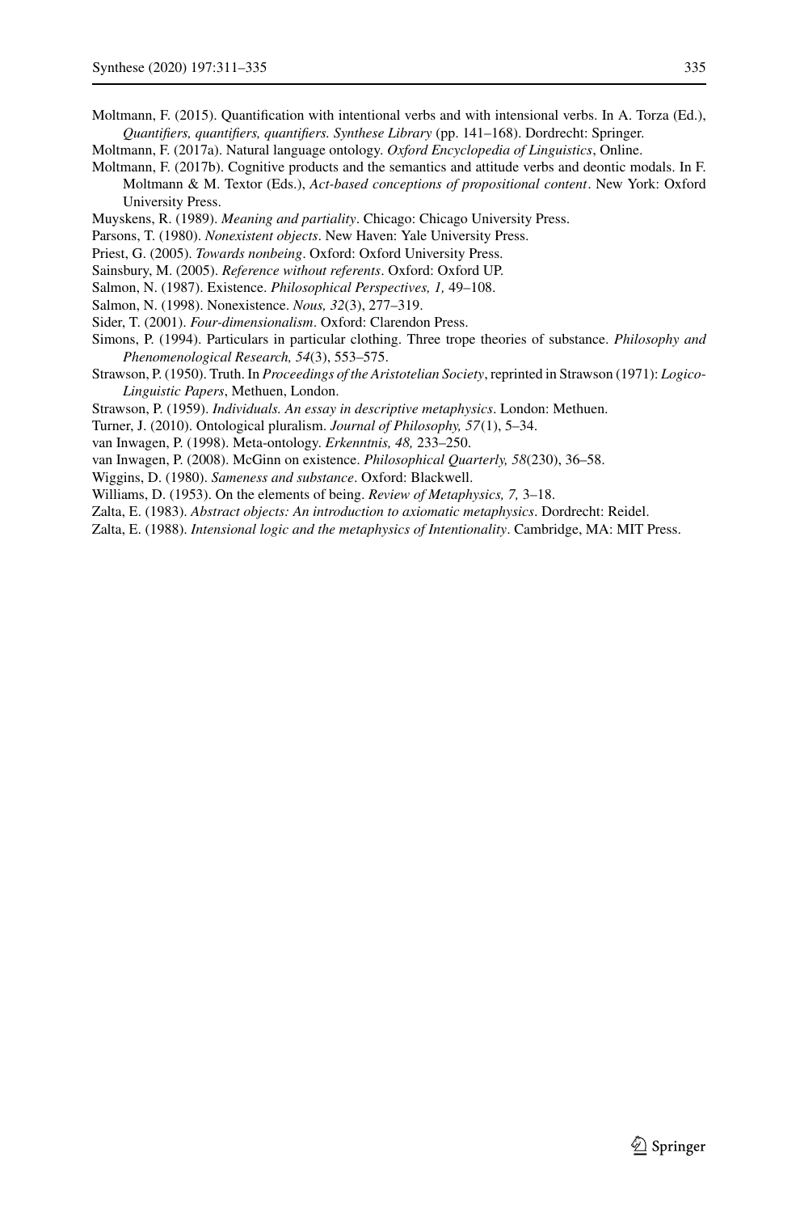Moltmann, F. (2015). Quantification with intentional verbs and with intensional verbs. In A. Torza (Ed.), *Quantifiers, quantifiers, quantifiers. Synthese Library* (pp. 141–168). Dordrecht: Springer.

Moltmann, F. (2017a). Natural language ontology. *Oxford Encyclopedia of Linguistics*, Online.

Moltmann, F. (2017b). Cognitive products and the semantics and attitude verbs and deontic modals. In F. Moltmann & M. Textor (Eds.), *Act-based conceptions of propositional content*. New York: Oxford University Press.

Muyskens, R. (1989). *Meaning and partiality*. Chicago: Chicago University Press.

Parsons, T. (1980). *Nonexistent objects*. New Haven: Yale University Press.

Priest, G. (2005). *Towards nonbeing*. Oxford: Oxford University Press.

Sainsbury, M. (2005). *Reference without referents*. Oxford: Oxford UP.

Salmon, N. (1987). Existence. *Philosophical Perspectives, 1,* 49–108.

Salmon, N. (1998). Nonexistence. *Nous, 32*(3), 277–319.

Sider, T. (2001). *Four-dimensionalism*. Oxford: Clarendon Press.

Simons, P. (1994). Particulars in particular clothing. Three trope theories of substance. *Philosophy and Phenomenological Research, 54*(3), 553–575.

Strawson, P. (1950). Truth. In *Proceedings of the Aristotelian Society*, reprinted in Strawson (1971): *Logico-Linguistic Papers*, Methuen, London.

Strawson, P. (1959). *Individuals. An essay in descriptive metaphysics*. London: Methuen.

Turner, J. (2010). Ontological pluralism. *Journal of Philosophy, 57*(1), 5–34.

van Inwagen, P. (1998). Meta-ontology. *Erkenntnis, 48,* 233–250.

van Inwagen, P. (2008). McGinn on existence. *Philosophical Quarterly, 58*(230), 36–58.

Wiggins, D. (1980). *Sameness and substance*. Oxford: Blackwell.

Williams, D. (1953). On the elements of being. *Review of Metaphysics, 7,* 3–18.

Zalta, E. (1983). *Abstract objects: An introduction to axiomatic metaphysics*. Dordrecht: Reidel.

Zalta, E. (1988). *Intensional logic and the metaphysics of Intentionality*. Cambridge, MA: MIT Press.